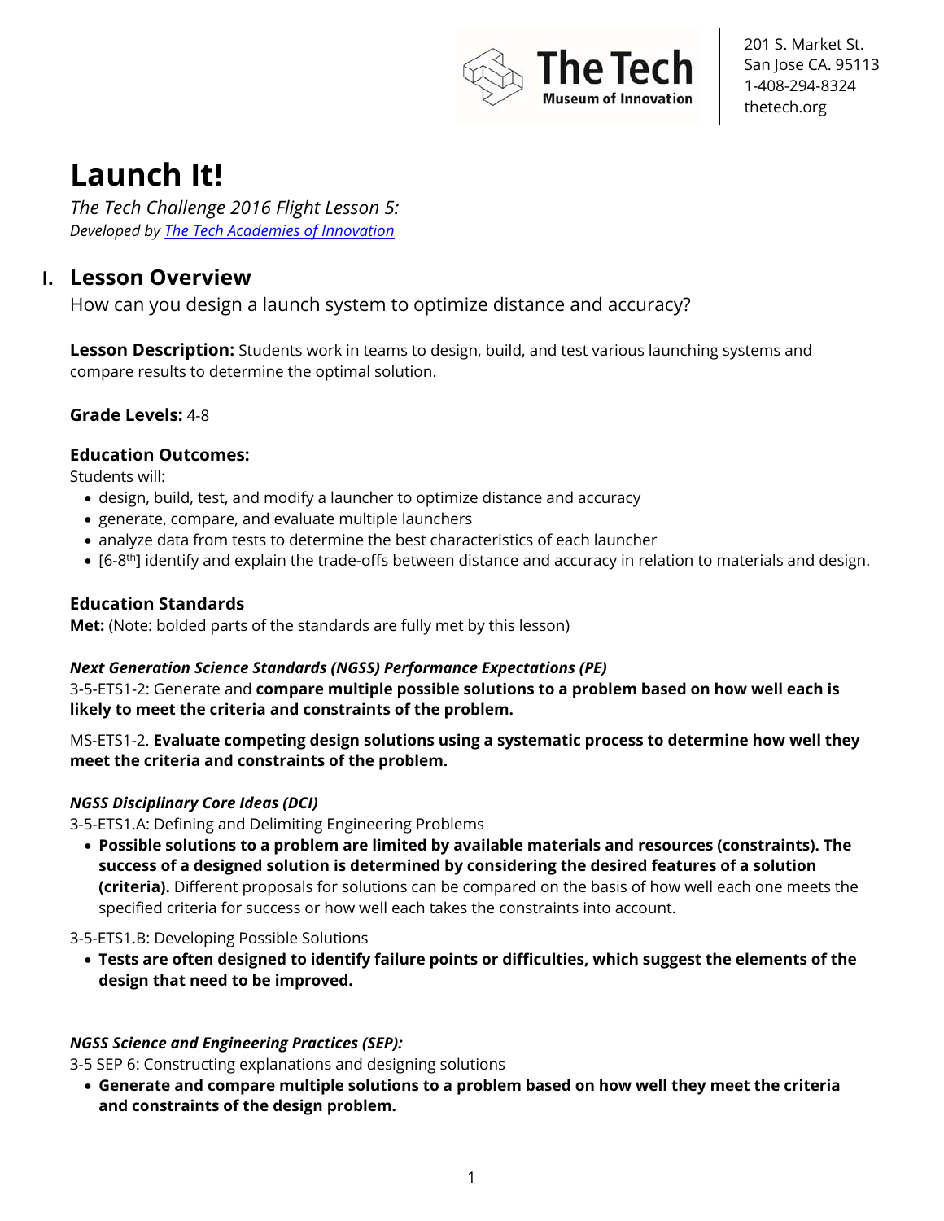The Tech Museum of Innovation

201 S. Market St.
San Jose CA. 95113
1-408-294-8324
thetech.org

# Launch It!

*The Tech Challenge 2016 Flight Lesson 5:*
*Developed by The Tech Academies of Innovation*

## I. Lesson Overview

How can you design a launch system to optimize distance and accuracy?

**Lesson Description:** Students work in teams to design, build, and test various launching systems and compare results to determine the optimal solution.

**Grade Levels:** 4-8

### Education Outcomes:

Students will:

- design, build, test, and modify a launcher to optimize distance and accuracy
- generate, compare, and evaluate multiple launchers
- analyze data from tests to determine the best characteristics of each launcher
- [6-8th] identify and explain the trade-offs between distance and accuracy in relation to materials and design.

### Education Standards

**Met:** (Note: bolded parts of the standards are fully met by this lesson)

***Next Generation Science Standards (NGSS) Performance Expectations (PE)***

3-5-ETS1-2: Generate and **compare multiple possible solutions to a problem based on how well each is likely to meet the criteria and constraints of the problem.**

MS-ETS1-2. **Evaluate competing design solutions using a systematic process to determine how well they meet the criteria and constraints of the problem.**

***NGSS Disciplinary Core Ideas (DCI)***

3-5-ETS1.A: Defining and Delimiting Engineering Problems

- **Possible solutions to a problem are limited by available materials and resources (constraints). The success of a designed solution is determined by considering the desired features of a solution (criteria).** Different proposals for solutions can be compared on the basis of how well each one meets the specified criteria for success or how well each takes the constraints into account.

3-5-ETS1.B: Developing Possible Solutions

- **Tests are often designed to identify failure points or difficulties, which suggest the elements of the design that need to be improved.**

***NGSS Science and Engineering Practices (SEP):***

3-5 SEP 6: Constructing explanations and designing solutions

- **Generate and compare multiple solutions to a problem based on how well they meet the criteria and constraints of the design problem.**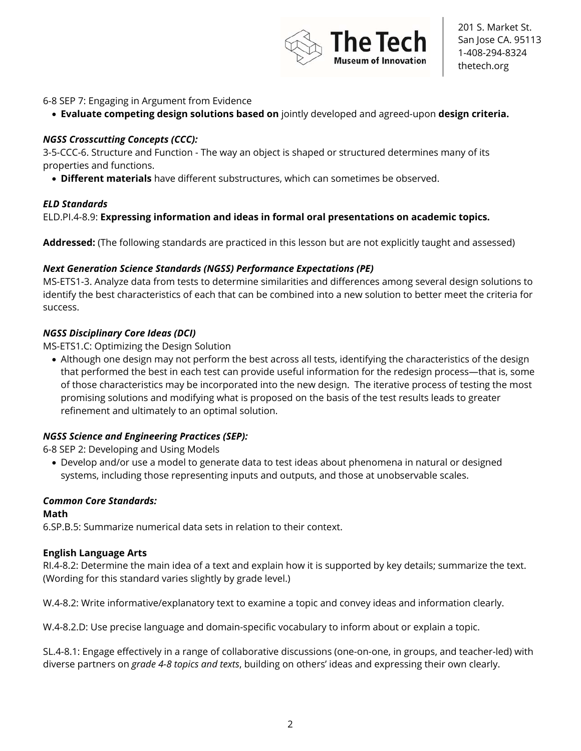6-8 SEP 7: Engaging in Argument from Evidence

- **Evaluate competing design solutions based on** jointly developed and agreed-upon **design criteria.**

***NGSS Crosscutting Concepts (CCC):***

3-5-CCC-6. Structure and Function - The way an object is shaped or structured determines many of its properties and functions.

- **Different materials** have different substructures, which can sometimes be observed.

***ELD Standards***

ELD.PI.4-8.9: **Expressing information and ideas in formal oral presentations on academic topics.**

**Addressed:** (The following standards are practiced in this lesson but are not explicitly taught and assessed)

***Next Generation Science Standards (NGSS) Performance Expectations (PE)***

MS-ETS1-3. Analyze data from tests to determine similarities and differences among several design solutions to identify the best characteristics of each that can be combined into a new solution to better meet the criteria for success.

***NGSS Disciplinary Core Ideas (DCI)***

MS-ETS1.C: Optimizing the Design Solution

- Although one design may not perform the best across all tests, identifying the characteristics of the design that performed the best in each test can provide useful information for the redesign process—that is, some of those characteristics may be incorporated into the new design. The iterative process of testing the most promising solutions and modifying what is proposed on the basis of the test results leads to greater refinement and ultimately to an optimal solution.

***NGSS Science and Engineering Practices (SEP):***

6-8 SEP 2: Developing and Using Models

- Develop and/or use a model to generate data to test ideas about phenomena in natural or designed systems, including those representing inputs and outputs, and those at unobservable scales.

***Common Core Standards:***

**Math**

6.SP.B.5: Summarize numerical data sets in relation to their context.

**English Language Arts**

RI.4-8.2: Determine the main idea of a text and explain how it is supported by key details; summarize the text. (Wording for this standard varies slightly by grade level.)

W.4-8.2: Write informative/explanatory text to examine a topic and convey ideas and information clearly.

W.4-8.2.D: Use precise language and domain-specific vocabulary to inform about or explain a topic.

SL.4-8.1: Engage effectively in a range of collaborative discussions (one-on-one, in groups, and teacher-led) with diverse partners on *grade 4-8 topics and texts*, building on others' ideas and expressing their own clearly.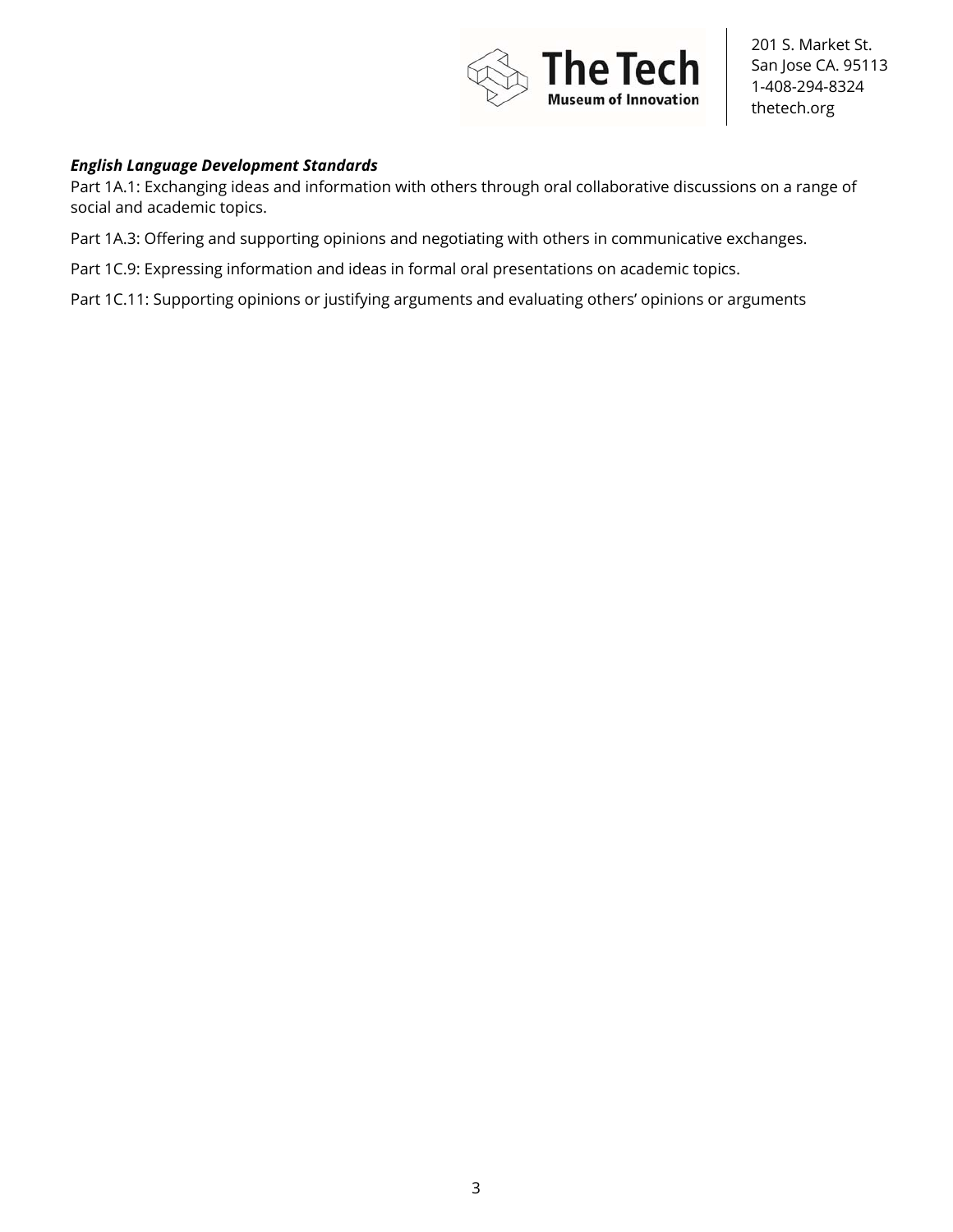***English Language Development Standards***

Part 1A.1: Exchanging ideas and information with others through oral collaborative discussions on a range of social and academic topics.

Part 1A.3: Offering and supporting opinions and negotiating with others in communicative exchanges.

Part 1C.9: Expressing information and ideas in formal oral presentations on academic topics.

Part 1C.11: Supporting opinions or justifying arguments and evaluating others' opinions or arguments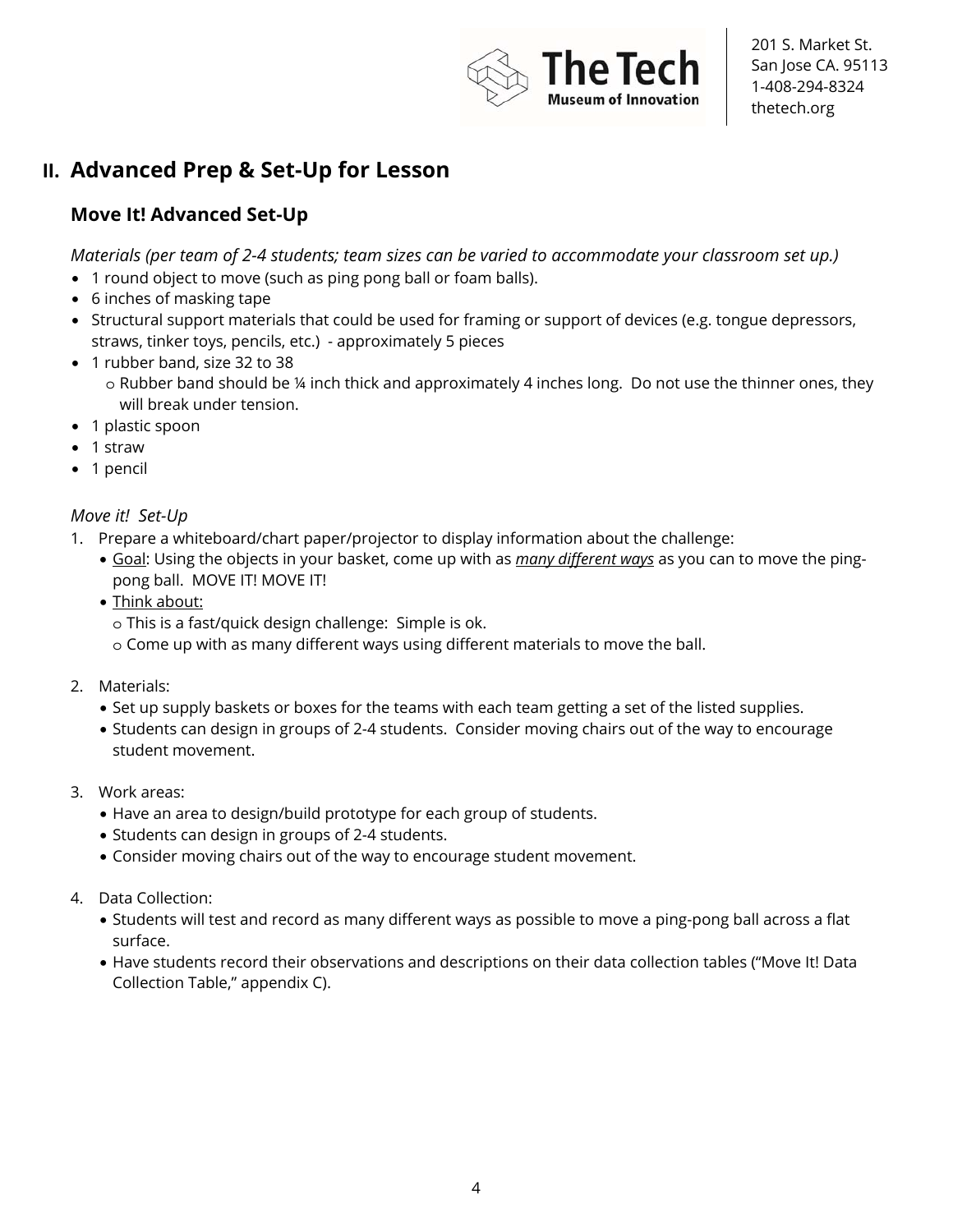## II. Advanced Prep & Set-Up for Lesson

### Move It! Advanced Set-Up

*Materials (per team of 2-4 students; team sizes can be varied to accommodate your classroom set up.)*

- 1 round object to move (such as ping pong ball or foam balls).
- 6 inches of masking tape
- Structural support materials that could be used for framing or support of devices (e.g. tongue depressors, straws, tinker toys, pencils, etc.) - approximately 5 pieces
- 1 rubber band, size 32 to 38
  - Rubber band should be ¼ inch thick and approximately 4 inches long. Do not use the thinner ones, they will break under tension.
- 1 plastic spoon
- 1 straw
- 1 pencil

*Move it! Set-Up*

1. Prepare a whiteboard/chart paper/projector to display information about the challenge:
   - <u>Goal</u>: Using the objects in your basket, come up with as ***<u>many different ways</u>*** as you can to move the ping-pong ball. MOVE IT! MOVE IT!
   - <u>Think about:</u>
     - This is a fast/quick design challenge: Simple is ok.
     - Come up with as many different ways using different materials to move the ball.

2. Materials:
   - Set up supply baskets or boxes for the teams with each team getting a set of the listed supplies.
   - Students can design in groups of 2-4 students. Consider moving chairs out of the way to encourage student movement.

3. Work areas:
   - Have an area to design/build prototype for each group of students.
   - Students can design in groups of 2-4 students.
   - Consider moving chairs out of the way to encourage student movement.

4. Data Collection:
   - Students will test and record as many different ways as possible to move a ping-pong ball across a flat surface.
   - Have students record their observations and descriptions on their data collection tables ("Move It! Data Collection Table," appendix C).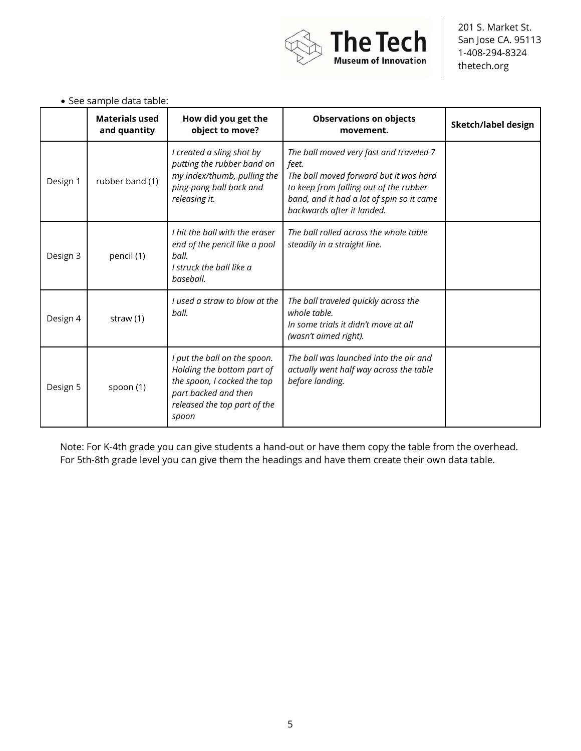- See sample data table:

| | Materials used and quantity | How did you get the object to move? | Observations on objects movement. | Sketch/label design |
|---|---|---|---|---|
| Design 1 | rubber band (1) | *I created a sling shot by putting the rubber band on my index/thumb, pulling the ping-pong ball back and releasing it.* | *The ball moved very fast and traveled 7 feet.* *The ball moved forward but it was hard to keep from falling out of the rubber band, and it had a lot of spin so it came backwards after it landed.* | |
| Design 3 | pencil (1) | *I hit the ball with the eraser end of the pencil like a pool ball.* *I struck the ball like a baseball.* | *The ball rolled across the whole table steadily in a straight line.* | |
| Design 4 | straw (1) | *I used a straw to blow at the ball.* | *The ball traveled quickly across the whole table.* *In some trials it didn't move at all (wasn't aimed right).* | |
| Design 5 | spoon (1) | *I put the ball on the spoon. Holding the bottom part of the spoon, I cocked the top part backed and then released the top part of the spoon* | *The ball was launched into the air and actually went half way across the table before landing.* | |

Note: For K-4th grade you can give students a hand-out or have them copy the table from the overhead. For 5th-8th grade level you can give them the headings and have them create their own data table.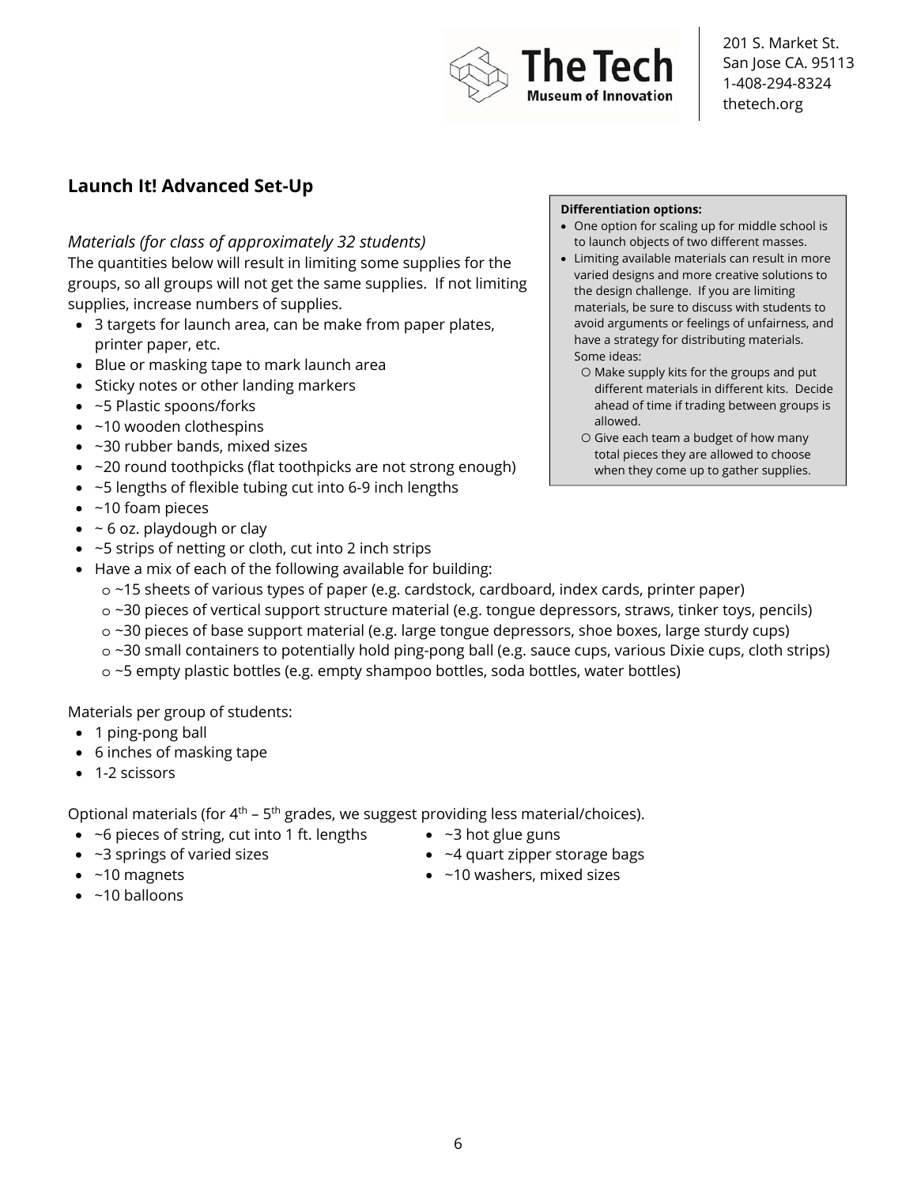## Launch It! Advanced Set-Up

*Materials (for class of approximately 32 students)*

The quantities below will result in limiting some supplies for the groups, so all groups will not get the same supplies. If not limiting supplies, increase numbers of supplies.

- 3 targets for launch area, can be make from paper plates, printer paper, etc.
- Blue or masking tape to mark launch area
- Sticky notes or other landing markers
- ~5 Plastic spoons/forks
- ~10 wooden clothespins
- ~30 rubber bands, mixed sizes
- ~20 round toothpicks (flat toothpicks are not strong enough)
- ~5 lengths of flexible tubing cut into 6-9 inch lengths
- ~10 foam pieces
- ~ 6 oz. playdough or clay
- ~5 strips of netting or cloth, cut into 2 inch strips
- Have a mix of each of the following available for building:
  - ~15 sheets of various types of paper (e.g. cardstock, cardboard, index cards, printer paper)
  - ~30 pieces of vertical support structure material (e.g. tongue depressors, straws, tinker toys, pencils)
  - ~30 pieces of base support material (e.g. large tongue depressors, shoe boxes, large sturdy cups)
  - ~30 small containers to potentially hold ping-pong ball (e.g. sauce cups, various Dixie cups, cloth strips)
  - ~5 empty plastic bottles (e.g. empty shampoo bottles, soda bottles, water bottles)

**Differentiation options:**

- One option for scaling up for middle school is to launch objects of two different masses.
- Limiting available materials can result in more varied designs and more creative solutions to the design challenge. If you are limiting materials, be sure to discuss with students to avoid arguments or feelings of unfairness, and have a strategy for distributing materials. Some ideas:
  - Make supply kits for the groups and put different materials in different kits. Decide ahead of time if trading between groups is allowed.
  - Give each team a budget of how many total pieces they are allowed to choose when they come up to gather supplies.

Materials per group of students:

- 1 ping-pong ball
- 6 inches of masking tape
- 1-2 scissors

Optional materials (for 4th – 5th grades, we suggest providing less material/choices).

- ~6 pieces of string, cut into 1 ft. lengths
- ~3 springs of varied sizes
- ~10 magnets
- ~10 balloons
- ~3 hot glue guns
- ~4 quart zipper storage bags
- ~10 washers, mixed sizes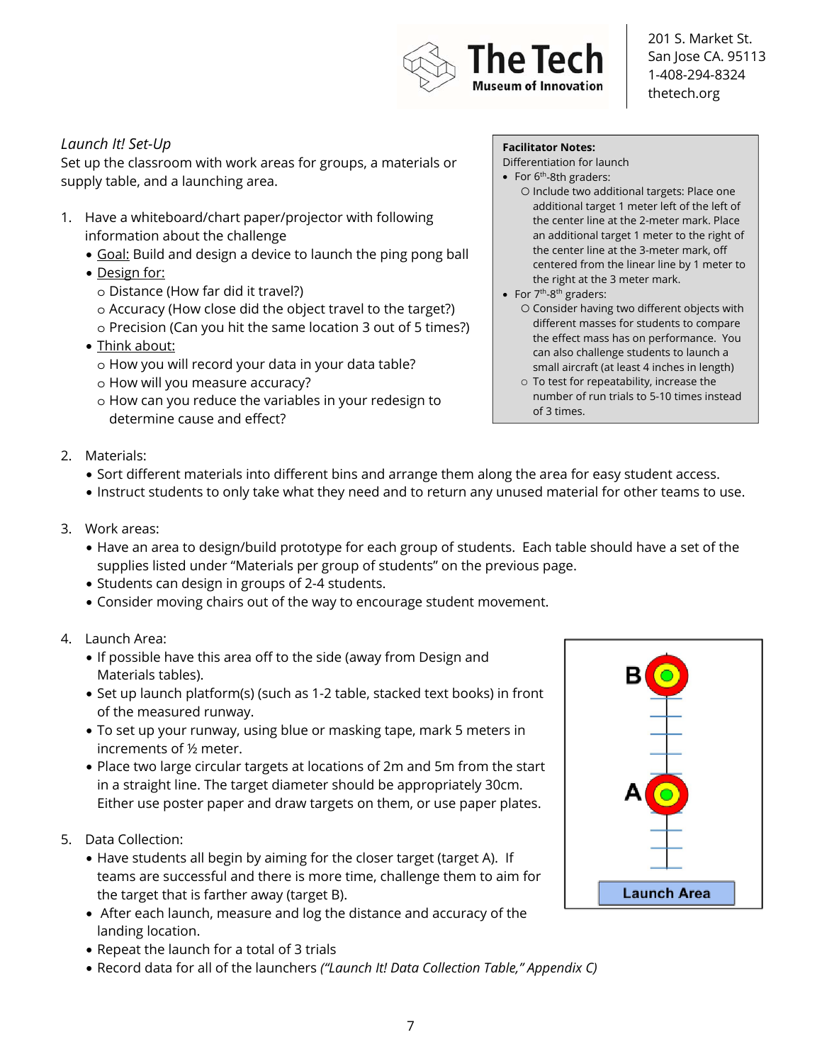*Launch It! Set-Up*

Set up the classroom with work areas for groups, a materials or supply table, and a launching area.

1. Have a whiteboard/chart paper/projector with following information about the challenge
   - Goal: Build and design a device to launch the ping pong ball
   - Design for:
     - Distance (How far did it travel?)
     - Accuracy (How close did the object travel to the target?)
     - Precision (Can you hit the same location 3 out of 5 times?)
   - Think about:
     - How you will record your data in your data table?
     - How will you measure accuracy?
     - How can you reduce the variables in your redesign to determine cause and effect?

> **Facilitator Notes:**
> Differentiation for launch
> - For 6th-8th graders:
>   - Include two additional targets: Place one additional target 1 meter left of the left of the center line at the 2-meter mark. Place an additional target 1 meter to the right of the center line at the 3-meter mark, off centered from the linear line by 1 meter to the right at the 3 meter mark.
> - For 7th-8th graders:
>   - Consider having two different objects with different masses for students to compare the effect mass has on performance. You can also challenge students to launch a small aircraft (at least 4 inches in length)
>   - To test for repeatability, increase the number of run trials to 5-10 times instead of 3 times.

2. Materials:
   - Sort different materials into different bins and arrange them along the area for easy student access.
   - Instruct students to only take what they need and to return any unused material for other teams to use.

3. Work areas:
   - Have an area to design/build prototype for each group of students. Each table should have a set of the supplies listed under "Materials per group of students" on the previous page.
   - Students can design in groups of 2-4 students.
   - Consider moving chairs out of the way to encourage student movement.

4. Launch Area:
   - If possible have this area off to the side (away from Design and Materials tables).
   - Set up launch platform(s) (such as 1-2 table, stacked text books) in front of the measured runway.
   - To set up your runway, using blue or masking tape, mark 5 meters in increments of ½ meter.
   - Place two large circular targets at locations of 2m and 5m from the start in a straight line. The target diameter should be appropriately 30cm. Either use poster paper and draw targets on them, or use paper plates.

B

A

Launch Area

5. Data Collection:
   - Have students all begin by aiming for the closer target (target A). If teams are successful and there is more time, challenge them to aim for the target that is farther away (target B).
   - After each launch, measure and log the distance and accuracy of the landing location.
   - Repeat the launch for a total of 3 trials
   - Record data for all of the launchers *("Launch It! Data Collection Table," Appendix C)*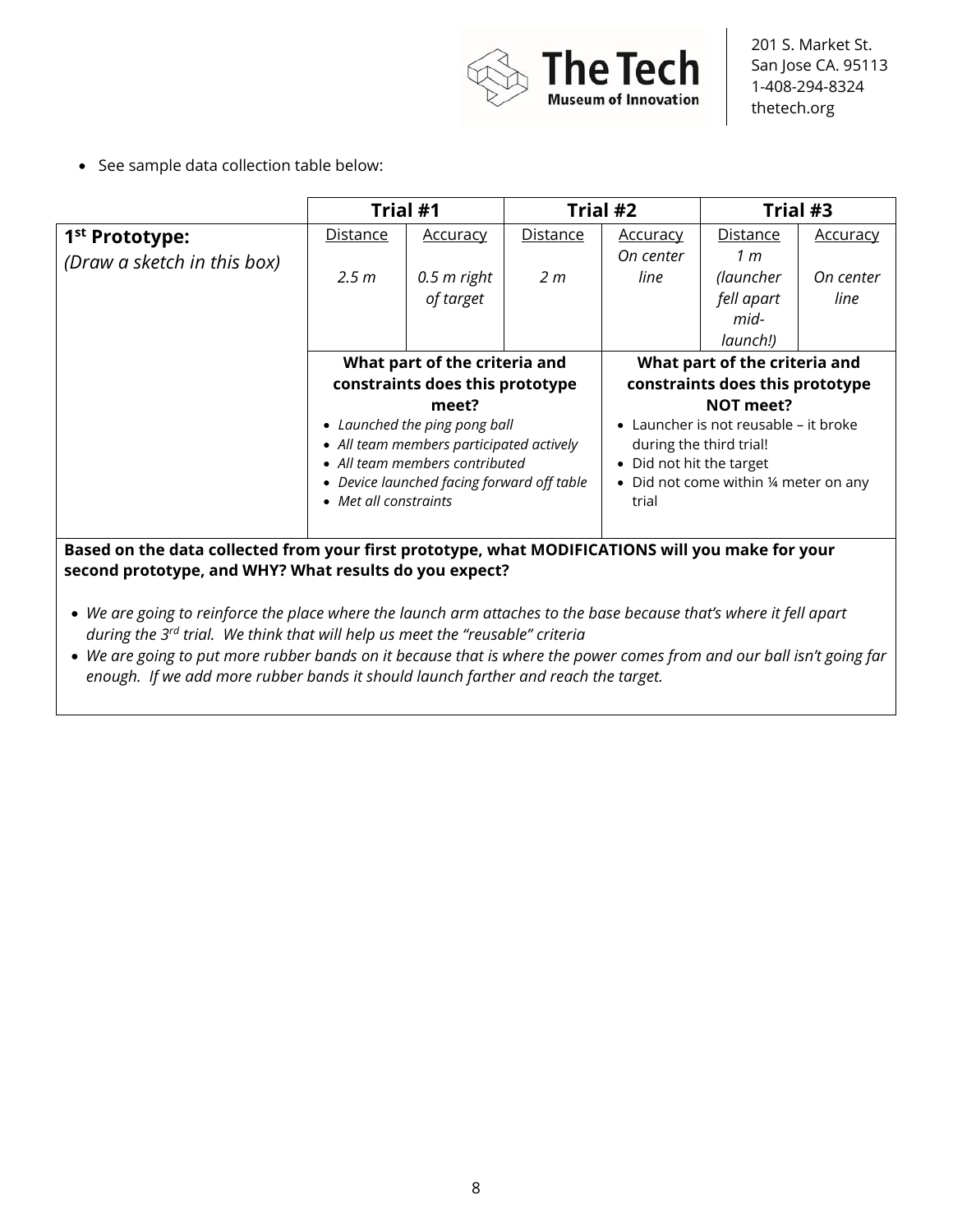- See sample data collection table below:

| | Trial #1 | | Trial #2 | | Trial #3 | |
|---|---|---|---|---|---|---|
| **1st Prototype:** *(Draw a sketch in this box)* | Distance<br><br>*2.5 m* | Accuracy<br><br>*0.5 m right of target* | Distance<br><br>*2 m* | Accuracy<br>*On center line* | Distance<br>*1 m (launcher fell apart mid-launch!)* | Accuracy<br><br>*On center line* |
| | **What part of the criteria and constraints does this prototype meet?**<br>• *Launched the ping pong ball*<br>• *All team members participated actively*<br>• *All team members contributed*<br>• *Device launched facing forward off table*<br>• *Met all constraints* | | | **What part of the criteria and constraints does this prototype NOT meet?**<br>• Launcher is not reusable – it broke during the third trial!<br>• Did not hit the target<br>• Did not come within ¼ meter on any trial | | |

**Based on the data collected from your first prototype, what MODIFICATIONS will you make for your second prototype, and WHY? What results do you expect?**

- *We are going to reinforce the place where the launch arm attaches to the base because that's where it fell apart during the 3rd trial. We think that will help us meet the "reusable" criteria*
- *We are going to put more rubber bands on it because that is where the power comes from and our ball isn't going far enough. If we add more rubber bands it should launch farther and reach the target.*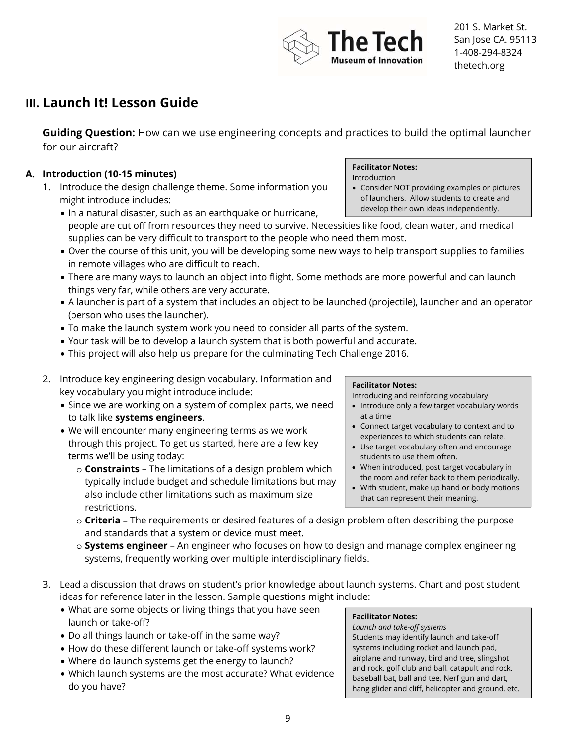# III. Launch It! Lesson Guide

**Guiding Question:** How can we use engineering concepts and practices to build the optimal launcher for our aircraft?

## A. Introduction (10-15 minutes)

1. Introduce the design challenge theme. Some information you might introduce includes:
   - In a natural disaster, such as an earthquake or hurricane, people are cut off from resources they need to survive. Necessities like food, clean water, and medical supplies can be very difficult to transport to the people who need them most.
   - Over the course of this unit, you will be developing some new ways to help transport supplies to families in remote villages who are difficult to reach.
   - There are many ways to launch an object into flight. Some methods are more powerful and can launch things very far, while others are very accurate.
   - A launcher is part of a system that includes an object to be launched (projectile), launcher and an operator (person who uses the launcher).
   - To make the launch system work you need to consider all parts of the system.
   - Your task will be to develop a launch system that is both powerful and accurate.
   - This project will also help us prepare for the culminating Tech Challenge 2016.

> **Facilitator Notes:**
> Introduction
> - Consider NOT providing examples or pictures of launchers. Allow students to create and develop their own ideas independently.

2. Introduce key engineering design vocabulary. Information and key vocabulary you might introduce include:
   - Since we are working on a system of complex parts, we need to talk like **systems engineers**.
   - We will encounter many engineering terms as we work through this project. To get us started, here are a few key terms we'll be using today:
     - **Constraints** – The limitations of a design problem which typically include budget and schedule limitations but may also include other limitations such as maximum size restrictions.
     - **Criteria** – The requirements or desired features of a design problem often describing the purpose and standards that a system or device must meet.
     - **Systems engineer** – An engineer who focuses on how to design and manage complex engineering systems, frequently working over multiple interdisciplinary fields.

> **Facilitator Notes:**
> Introducing and reinforcing vocabulary
> - Introduce only a few target vocabulary words at a time
> - Connect target vocabulary to context and to experiences to which students can relate.
> - Use target vocabulary often and encourage students to use them often.
> - When introduced, post target vocabulary in the room and refer back to them periodically.
> - With student, make up hand or body motions that can represent their meaning.

3. Lead a discussion that draws on student's prior knowledge about launch systems. Chart and post student ideas for reference later in the lesson. Sample questions might include:
   - What are some objects or living things that you have seen launch or take-off?
   - Do all things launch or take-off in the same way?
   - How do these different launch or take-off systems work?
   - Where do launch systems get the energy to launch?
   - Which launch systems are the most accurate? What evidence do you have?

> **Facilitator Notes:**
> *Launch and take-off systems*
> Students may identify launch and take-off systems including rocket and launch pad, airplane and runway, bird and tree, slingshot and rock, golf club and ball, catapult and rock, baseball bat, ball and tee, Nerf gun and dart, hang glider and cliff, helicopter and ground, etc.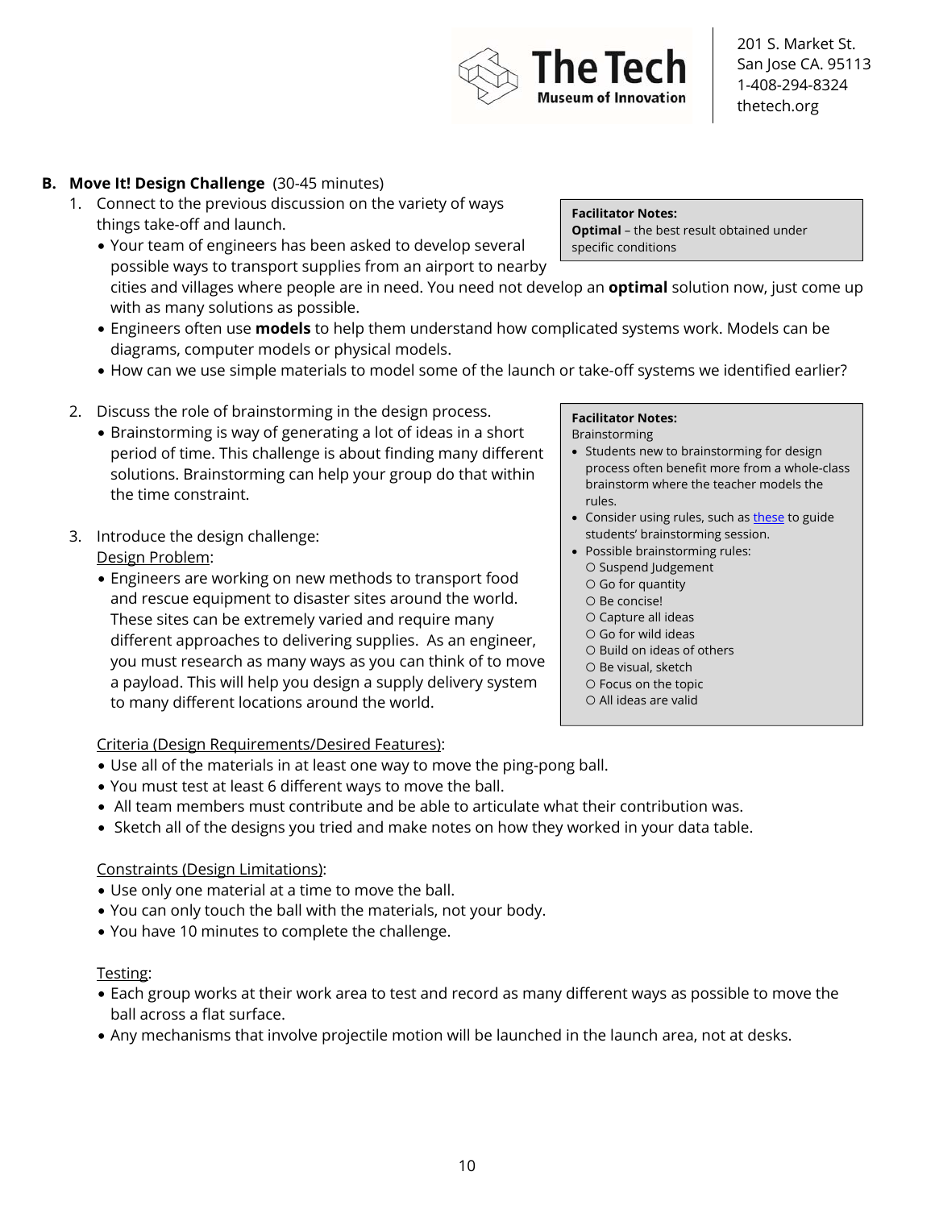**B. Move It! Design Challenge** (30-45 minutes)

1. Connect to the previous discussion on the variety of ways things take-off and launch.
   - Your team of engineers has been asked to develop several possible ways to transport supplies from an airport to nearby cities and villages where people are in need. You need not develop an **optimal** solution now, just come up with as many solutions as possible.
   - Engineers often use **models** to help them understand how complicated systems work. Models can be diagrams, computer models or physical models.
   - How can we use simple materials to model some of the launch or take-off systems we identified earlier?

> **Facilitator Notes:**
> **Optimal** – the best result obtained under specific conditions

2. Discuss the role of brainstorming in the design process.
   - Brainstorming is way of generating a lot of ideas in a short period of time. This challenge is about finding many different solutions. Brainstorming can help your group do that within the time constraint.

> **Facilitator Notes:**
> Brainstorming
> - Students new to brainstorming for design process often benefit more from a whole-class brainstorm where the teacher models the rules.
> - Consider using rules, such as [these] to guide students' brainstorming session.
> - Possible brainstorming rules:
>   - Suspend Judgement
>   - Go for quantity
>   - Be concise!
>   - Capture all ideas
>   - Go for wild ideas
>   - Build on ideas of others
>   - Be visual, sketch
>   - Focus on the topic
>   - All ideas are valid

3. Introduce the design challenge:

   Design Problem:
   - Engineers are working on new methods to transport food and rescue equipment to disaster sites around the world. These sites can be extremely varied and require many different approaches to delivering supplies. As an engineer, you must research as many ways as you can think of to move a payload. This will help you design a supply delivery system to many different locations around the world.

   Criteria (Design Requirements/Desired Features):
   - Use all of the materials in at least one way to move the ping-pong ball.
   - You must test at least 6 different ways to move the ball.
   - All team members must contribute and be able to articulate what their contribution was.
   - Sketch all of the designs you tried and make notes on how they worked in your data table.

   Constraints (Design Limitations):
   - Use only one material at a time to move the ball.
   - You can only touch the ball with the materials, not your body.
   - You have 10 minutes to complete the challenge.

   Testing:
   - Each group works at their work area to test and record as many different ways as possible to move the ball across a flat surface.
   - Any mechanisms that involve projectile motion will be launched in the launch area, not at desks.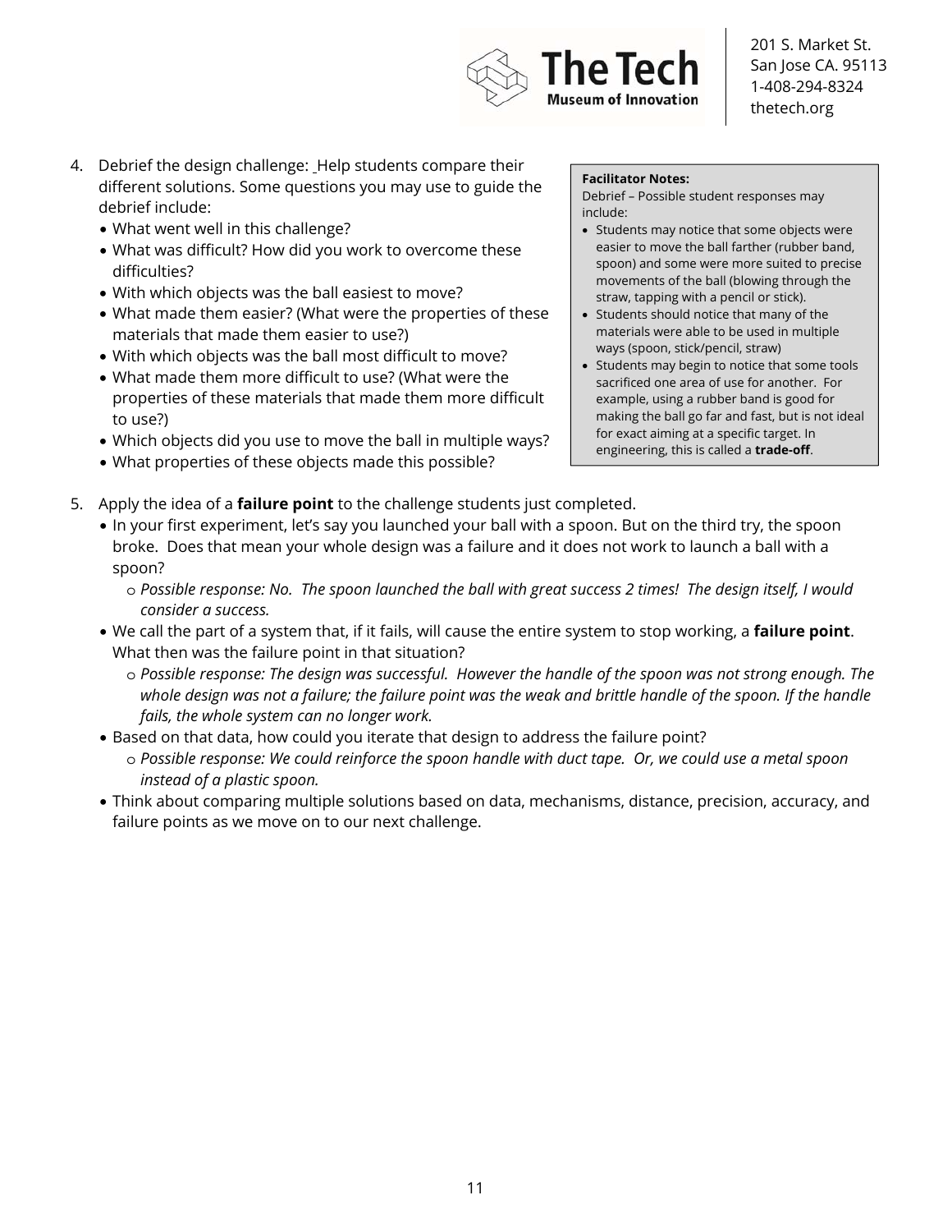4. Debrief the design challenge: Help students compare their different solutions. Some questions you may use to guide the debrief include:
   - What went well in this challenge?
   - What was difficult? How did you work to overcome these difficulties?
   - With which objects was the ball easiest to move?
   - What made them easier? (What were the properties of these materials that made them easier to use?)
   - With which objects was the ball most difficult to move?
   - What made them more difficult to use? (What were the properties of these materials that made them more difficult to use?)
   - Which objects did you use to move the ball in multiple ways?
   - What properties of these objects made this possible?

> **Facilitator Notes:**
> Debrief – Possible student responses may include:
> - Students may notice that some objects were easier to move the ball farther (rubber band, spoon) and some were more suited to precise movements of the ball (blowing through the straw, tapping with a pencil or stick).
> - Students should notice that many of the materials were able to be used in multiple ways (spoon, stick/pencil, straw)
> - Students may begin to notice that some tools sacrificed one area of use for another. For example, using a rubber band is good for making the ball go far and fast, but is not ideal for exact aiming at a specific target. In engineering, this is called a **trade-off**.

5. Apply the idea of a **failure point** to the challenge students just completed.
   - In your first experiment, let's say you launched your ball with a spoon. But on the third try, the spoon broke. Does that mean your whole design was a failure and it does not work to launch a ball with a spoon?
     - *Possible response: No. The spoon launched the ball with great success 2 times! The design itself, I would consider a success.*
   - We call the part of a system that, if it fails, will cause the entire system to stop working, a **failure point**. What then was the failure point in that situation?
     - *Possible response: The design was successful. However the handle of the spoon was not strong enough. The whole design was not a failure; the failure point was the weak and brittle handle of the spoon. If the handle fails, the whole system can no longer work.*
   - Based on that data, how could you iterate that design to address the failure point?
     - *Possible response: We could reinforce the spoon handle with duct tape. Or, we could use a metal spoon instead of a plastic spoon.*
   - Think about comparing multiple solutions based on data, mechanisms, distance, precision, accuracy, and failure points as we move on to our next challenge.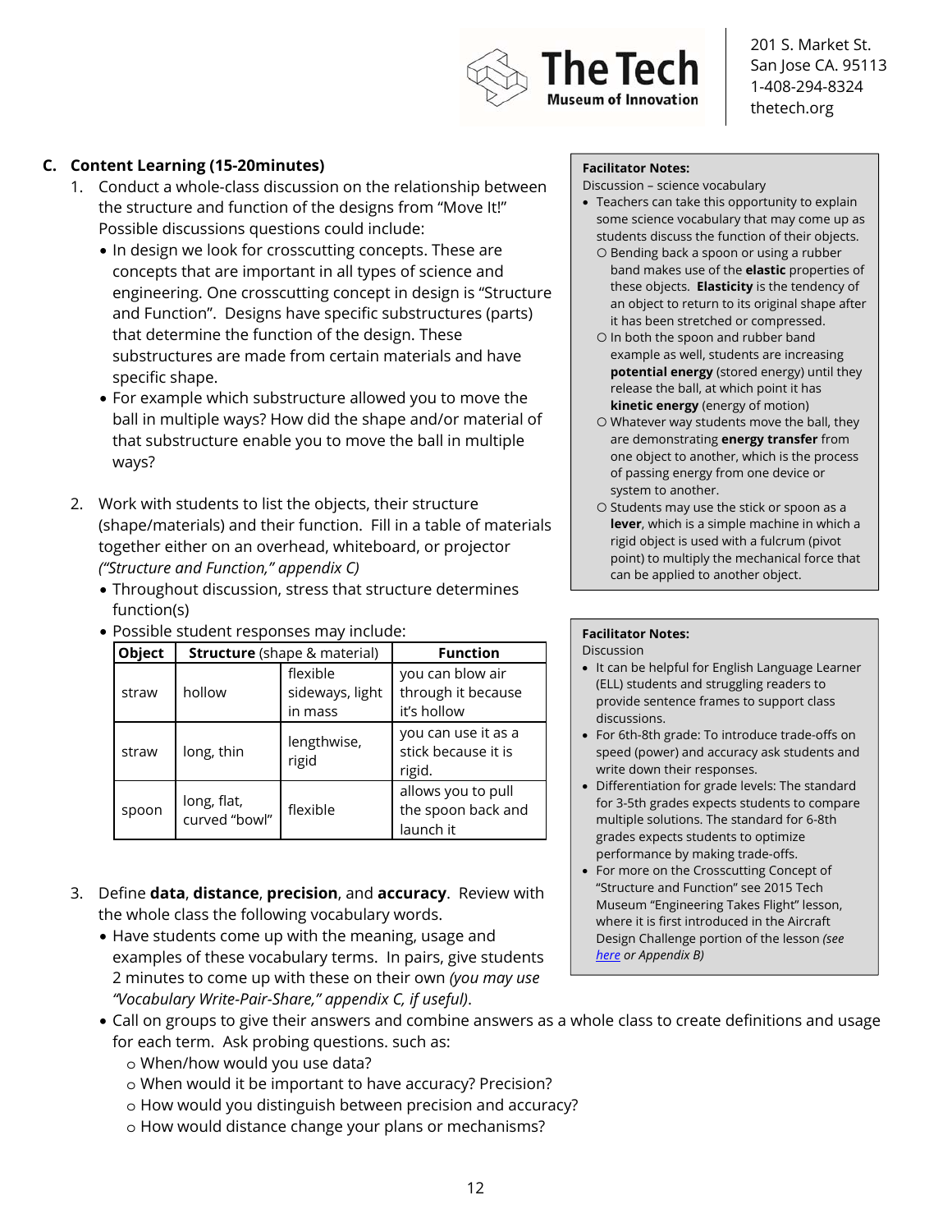### C. Content Learning (15-20minutes)

1. Conduct a whole-class discussion on the relationship between the structure and function of the designs from "Move It!" Possible discussions questions could include:
   - In design we look for crosscutting concepts. These are concepts that are important in all types of science and engineering. One crosscutting concept in design is "Structure and Function". Designs have specific substructures (parts) that determine the function of the design. These substructures are made from certain materials and have specific shape.
   - For example which substructure allowed you to move the ball in multiple ways? How did the shape and/or material of that substructure enable you to move the ball in multiple ways?

2. Work with students to list the objects, their structure (shape/materials) and their function. Fill in a table of materials together either on an overhead, whiteboard, or projector *("Structure and Function," appendix C)*
   - Throughout discussion, stress that structure determines function(s)
   - Possible student responses may include:

| Object | **Structure** (shape & material) | | Function |
|---|---|---|---|
| straw | hollow | flexible sideways, light in mass | you can blow air through it because it's hollow |
| straw | long, thin | lengthwise, rigid | you can use it as a stick because it is rigid. |
| spoon | long, flat, curved "bowl" | flexible | allows you to pull the spoon back and launch it |

3. Define **data**, **distance**, **precision**, and **accuracy**. Review with the whole class the following vocabulary words.
   - Have students come up with the meaning, usage and examples of these vocabulary terms. In pairs, give students 2 minutes to come up with these on their own *(you may use "Vocabulary Write-Pair-Share," appendix C, if useful)*.
   - Call on groups to give their answers and combine answers as a whole class to create definitions and usage for each term. Ask probing questions. such as:
     - When/how would you use data?
     - When would it be important to have accuracy? Precision?
     - How would you distinguish between precision and accuracy?
     - How would distance change your plans or mechanisms?

**Facilitator Notes:**
Discussion – science vocabulary

- Teachers can take this opportunity to explain some science vocabulary that may come up as students discuss the function of their objects.
  - Bending back a spoon or using a rubber band makes use of the **elastic** properties of these objects. **Elasticity** is the tendency of an object to return to its original shape after it has been stretched or compressed.
  - In both the spoon and rubber band example as well, students are increasing **potential energy** (stored energy) until they release the ball, at which point it has **kinetic energy** (energy of motion)
  - Whatever way students move the ball, they are demonstrating **energy transfer** from one object to another, which is the process of passing energy from one device or system to another.
  - Students may use the stick or spoon as a **lever**, which is a simple machine in which a rigid object is used with a fulcrum (pivot point) to multiply the mechanical force that can be applied to another object.

**Facilitator Notes:**
Discussion

- It can be helpful for English Language Learner (ELL) students and struggling readers to provide sentence frames to support class discussions.
- For 6th-8th grade: To introduce trade-offs on speed (power) and accuracy ask students and write down their responses.
- Differentiation for grade levels: The standard for 3-5th grades expects students to compare multiple solutions. The standard for 6-8th grades expects students to optimize performance by making trade-offs.
- For more on the Crosscutting Concept of "Structure and Function" see 2015 Tech Museum "Engineering Takes Flight" lesson, where it is first introduced in the Aircraft Design Challenge portion of the lesson *(see here or Appendix B)*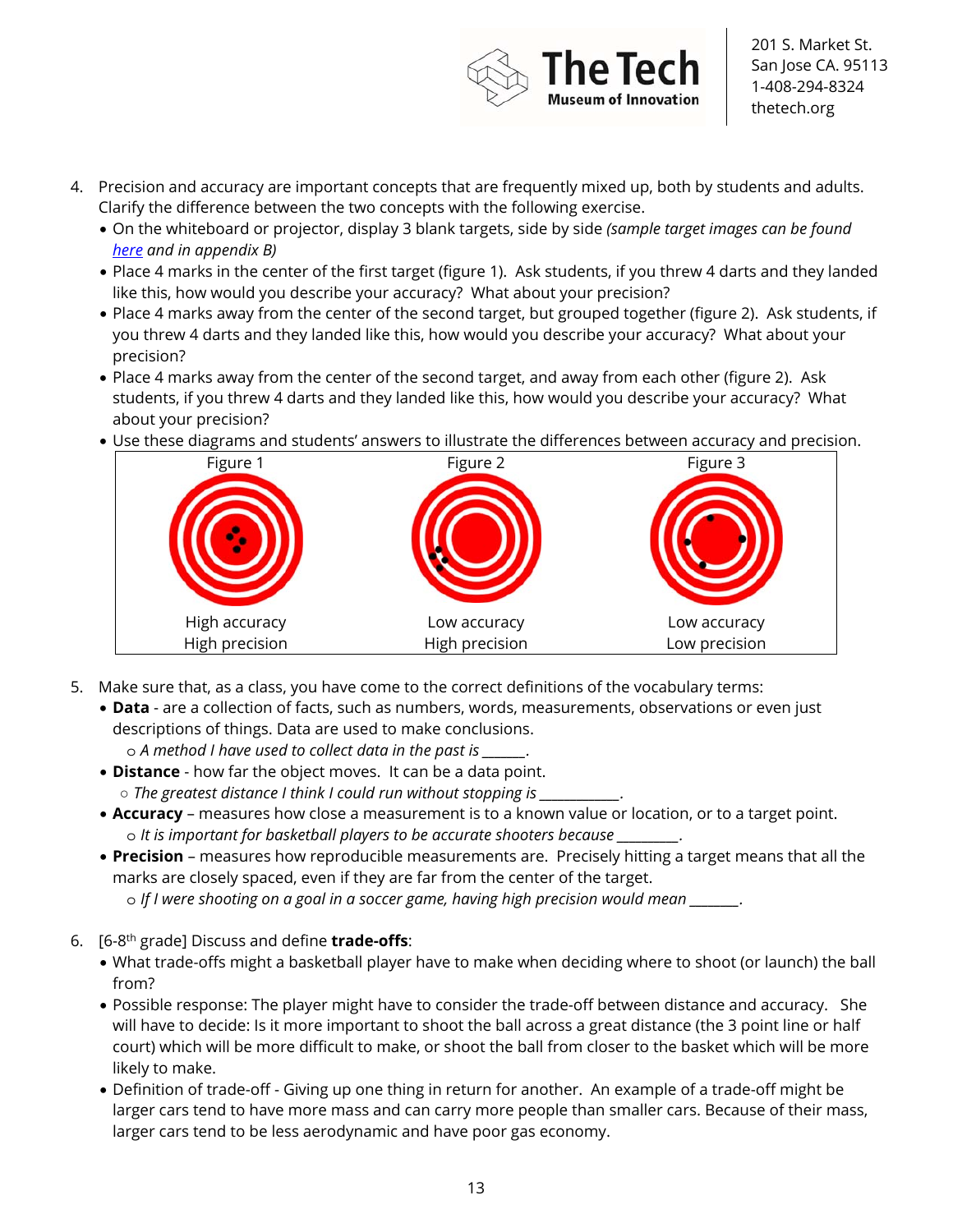4. Precision and accuracy are important concepts that are frequently mixed up, both by students and adults. Clarify the difference between the two concepts with the following exercise.
   - On the whiteboard or projector, display 3 blank targets, side by side *(sample target images can be found [here](here) and in appendix B)*
   - Place 4 marks in the center of the first target (figure 1). Ask students, if you threw 4 darts and they landed like this, how would you describe your accuracy? What about your precision?
   - Place 4 marks away from the center of the second target, but grouped together (figure 2). Ask students, if you threw 4 darts and they landed like this, how would you describe your accuracy? What about your precision?
   - Place 4 marks away from the center of the second target, and away from each other (figure 2). Ask students, if you threw 4 darts and they landed like this, how would you describe your accuracy? What about your precision?
   - Use these diagrams and students' answers to illustrate the differences between accuracy and precision.

| Figure 1 | Figure 2 | Figure 3 |
|---|---|---|
| High accuracy<br>High precision | Low accuracy<br>High precision | Low accuracy<br>Low precision |

5. Make sure that, as a class, you have come to the correct definitions of the vocabulary terms:
   - **Data** - are a collection of facts, such as numbers, words, measurements, observations or even just descriptions of things. Data are used to make conclusions.
     - *A method I have used to collect data in the past is ______.*
   - **Distance** - how far the object moves. It can be a data point.
     - *The greatest distance I think I could run without stopping is ___________.*
   - **Accuracy** – measures how close a measurement is to a known value or location, or to a target point.
     - *It is important for basketball players to be accurate shooters because _________.*
   - **Precision** – measures how reproducible measurements are. Precisely hitting a target means that all the marks are closely spaced, even if they are far from the center of the target.
     - *If I were shooting on a goal in a soccer game, having high precision would mean _______.*

6. [6-8th grade] Discuss and define **trade-offs**:
   - What trade-offs might a basketball player have to make when deciding where to shoot (or launch) the ball from?
   - Possible response: The player might have to consider the trade-off between distance and accuracy. She will have to decide: Is it more important to shoot the ball across a great distance (the 3 point line or half court) which will be more difficult to make, or shoot the ball from closer to the basket which will be more likely to make.
   - Definition of trade-off - Giving up one thing in return for another. An example of a trade-off might be larger cars tend to have more mass and can carry more people than smaller cars. Because of their mass, larger cars tend to be less aerodynamic and have poor gas economy.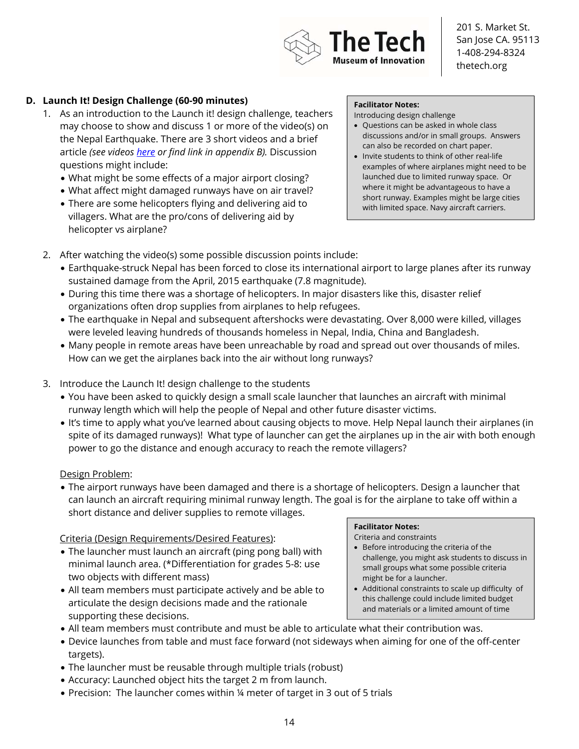## D. Launch It! Design Challenge (60-90 minutes)

1. As an introduction to the Launch it! design challenge, teachers may choose to show and discuss 1 or more of the video(s) on the Nepal Earthquake. There are 3 short videos and a brief article *(see videos here or find link in appendix B).* Discussion questions might include:
   - What might be some effects of a major airport closing?
   - What affect might damaged runways have on air travel?
   - There are some helicopters flying and delivering aid to villagers. What are the pro/cons of delivering aid by helicopter vs airplane?

> **Facilitator Notes:**
> Introducing design challenge
> - Questions can be asked in whole class discussions and/or in small groups. Answers can also be recorded on chart paper.
> - Invite students to think of other real-life examples of where airplanes might need to be launched due to limited runway space. Or where it might be advantageous to have a short runway. Examples might be large cities with limited space. Navy aircraft carriers.

2. After watching the video(s) some possible discussion points include:
   - Earthquake-struck Nepal has been forced to close its international airport to large planes after its runway sustained damage from the April, 2015 earthquake (7.8 magnitude).
   - During this time there was a shortage of helicopters. In major disasters like this, disaster relief organizations often drop supplies from airplanes to help refugees.
   - The earthquake in Nepal and subsequent aftershocks were devastating. Over 8,000 were killed, villages were leveled leaving hundreds of thousands homeless in Nepal, India, China and Bangladesh.
   - Many people in remote areas have been unreachable by road and spread out over thousands of miles. How can we get the airplanes back into the air without long runways?

3. Introduce the Launch It! design challenge to the students
   - You have been asked to quickly design a small scale launcher that launches an aircraft with minimal runway length which will help the people of Nepal and other future disaster victims.
   - It's time to apply what you've learned about causing objects to move. Help Nepal launch their airplanes (in spite of its damaged runways)! What type of launcher can get the airplanes up in the air with both enough power to go the distance and enough accuracy to reach the remote villagers?

   <u>Design Problem</u>:
   - The airport runways have been damaged and there is a shortage of helicopters. Design a launcher that can launch an aircraft requiring minimal runway length. The goal is for the airplane to take off within a short distance and deliver supplies to remote villages.

   <u>Criteria (Design Requirements/Desired Features)</u>:
   - The launcher must launch an aircraft (ping pong ball) with minimal launch area. (*Differentiation for grades 5-8: use two objects with different mass)
   - All team members must participate actively and be able to articulate the design decisions made and the rationale supporting these decisions.
   - All team members must contribute and must be able to articulate what their contribution was.
   - Device launches from table and must face forward (not sideways when aiming for one of the off-center targets).
   - The launcher must be reusable through multiple trials (robust)
   - Accuracy: Launched object hits the target 2 m from launch.
   - Precision: The launcher comes within ¼ meter of target in 3 out of 5 trials

> **Facilitator Notes:**
> Criteria and constraints
> - Before introducing the criteria of the challenge, you might ask students to discuss in small groups what some possible criteria might be for a launcher.
> - Additional constraints to scale up difficulty of this challenge could include limited budget and materials or a limited amount of time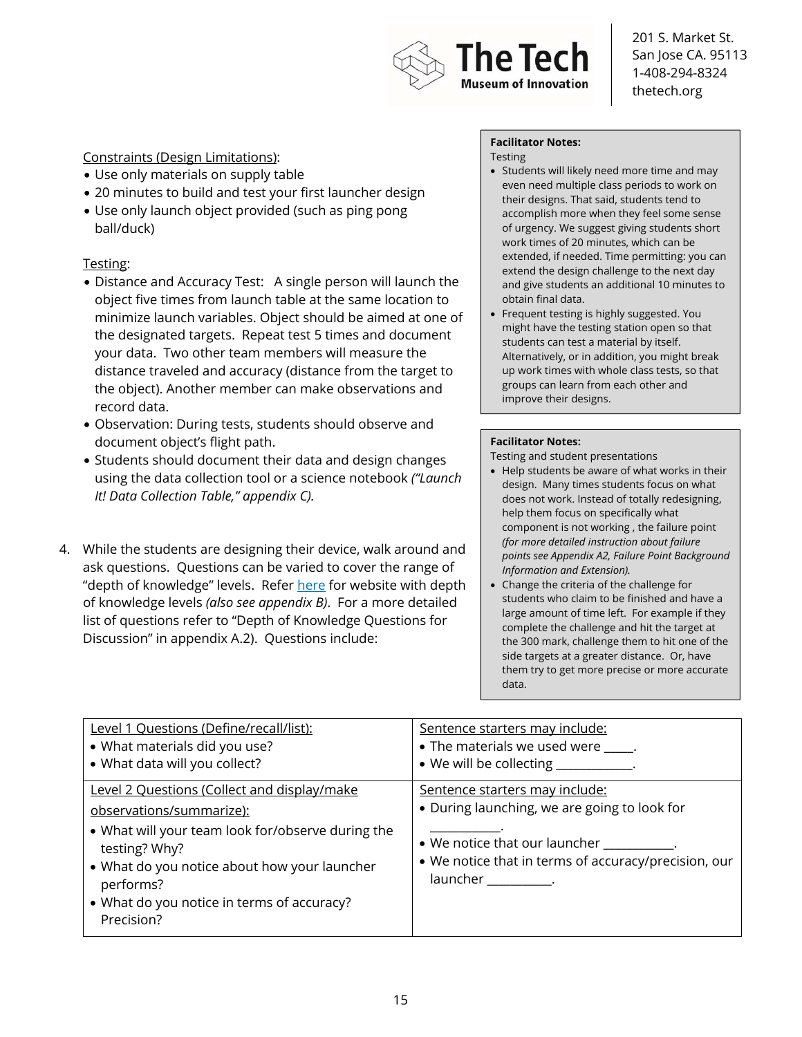Constraints (Design Limitations):

- Use only materials on supply table
- 20 minutes to build and test your first launcher design
- Use only launch object provided (such as ping pong ball/duck)

Testing:

- Distance and Accuracy Test: A single person will launch the object five times from launch table at the same location to minimize launch variables. Object should be aimed at one of the designated targets. Repeat test 5 times and document your data. Two other team members will measure the distance traveled and accuracy (distance from the target to the object). Another member can make observations and record data.
- Observation: During tests, students should observe and document object's flight path.
- Students should document their data and design changes using the data collection tool or a science notebook *("Launch It! Data Collection Table," appendix C).*

4. While the students are designing their device, walk around and ask questions. Questions can be varied to cover the range of "depth of knowledge" levels. Refer [here]() for website with depth of knowledge levels *(also see appendix B)*. For a more detailed list of questions refer to "Depth of Knowledge Questions for Discussion" in appendix A.2). Questions include:

> **Facilitator Notes:**
> Testing
>
> - Students will likely need more time and may even need multiple class periods to work on their designs. That said, students tend to accomplish more when they feel some sense of urgency. We suggest giving students short work times of 20 minutes, which can be extended, if needed. Time permitting: you can extend the design challenge to the next day and give students an additional 10 minutes to obtain final data.
> - Frequent testing is highly suggested. You might have the testing station open so that students can test a material by itself. Alternatively, or in addition, you might break up work times with whole class tests, so that groups can learn from each other and improve their designs.

> **Facilitator Notes:**
> Testing and student presentations
>
> - Help students be aware of what works in their design. Many times students focus on what does not work. Instead of totally redesigning, help them focus on specifically what component is not working , the failure point *(for more detailed instruction about failure points see Appendix A2, Failure Point Background Information and Extension).*
> - Change the criteria of the challenge for students who claim to be finished and have a large amount of time left. For example if they complete the challenge and hit the target at the 300 mark, challenge them to hit one of the side targets at a greater distance. Or, have them try to get more precise or more accurate data.

| Level 1 Questions (Define/recall/list):<br>• What materials did you use?<br>• What data will you collect? | Sentence starters may include:<br>• The materials we used were \_\_\_\_.<br>• We will be collecting \_\_\_\_\_\_\_\_\_\_. |
|---|---|
| Level 2 Questions (Collect and display/make observations/summarize):<br>• What will your team look for/observe during the testing? Why?<br>• What do you notice about how your launcher performs?<br>• What do you notice in terms of accuracy? Precision? | Sentence starters may include:<br>• During launching, we are going to look for \_\_\_\_\_\_\_\_\_\_.<br>• We notice that our launcher \_\_\_\_\_\_\_\_\_\_.<br>• We notice that in terms of accuracy/precision, our launcher \_\_\_\_\_\_\_\_\_\_. |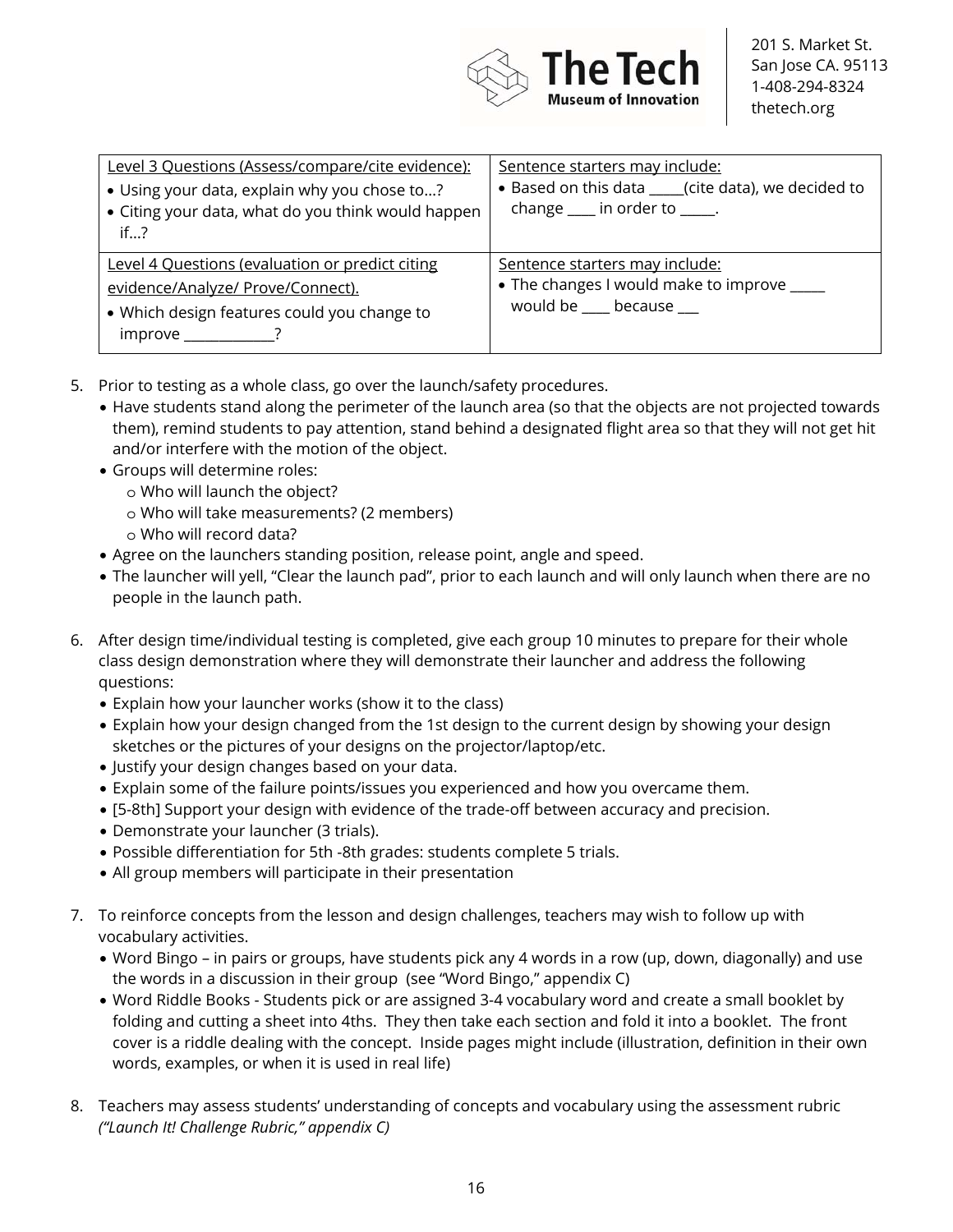| Level 3 Questions (Assess/compare/cite evidence): | Sentence starters may include: |
|---|---|
| • Using your data, explain why you chose to…? <br> • Citing your data, what do you think would happen if…? | • Based on this data _____(cite data), we decided to change ____ in order to _____. |
| Level 4 Questions (evaluation or predict citing evidence/Analyze/ Prove/Connect). <br> • Which design features could you change to improve ____________? | Sentence starters may include: <br> • The changes I would make to improve _____ would be ____ because ___ |

5. Prior to testing as a whole class, go over the launch/safety procedures.
   - Have students stand along the perimeter of the launch area (so that the objects are not projected towards them), remind students to pay attention, stand behind a designated flight area so that they will not get hit and/or interfere with the motion of the object.
   - Groups will determine roles:
     - Who will launch the object?
     - Who will take measurements? (2 members)
     - Who will record data?
   - Agree on the launchers standing position, release point, angle and speed.
   - The launcher will yell, "Clear the launch pad", prior to each launch and will only launch when there are no people in the launch path.

6. After design time/individual testing is completed, give each group 10 minutes to prepare for their whole class design demonstration where they will demonstrate their launcher and address the following questions:
   - Explain how your launcher works (show it to the class)
   - Explain how your design changed from the 1st design to the current design by showing your design sketches or the pictures of your designs on the projector/laptop/etc.
   - Justify your design changes based on your data.
   - Explain some of the failure points/issues you experienced and how you overcame them.
   - [5-8th] Support your design with evidence of the trade-off between accuracy and precision.
   - Demonstrate your launcher (3 trials).
   - Possible differentiation for 5th -8th grades: students complete 5 trials.
   - All group members will participate in their presentation

7. To reinforce concepts from the lesson and design challenges, teachers may wish to follow up with vocabulary activities.
   - Word Bingo – in pairs or groups, have students pick any 4 words in a row (up, down, diagonally) and use the words in a discussion in their group (see "Word Bingo," appendix C)
   - Word Riddle Books - Students pick or are assigned 3-4 vocabulary word and create a small booklet by folding and cutting a sheet into 4ths. They then take each section and fold it into a booklet. The front cover is a riddle dealing with the concept. Inside pages might include (illustration, definition in their own words, examples, or when it is used in real life)

8. Teachers may assess students' understanding of concepts and vocabulary using the assessment rubric *("Launch It! Challenge Rubric," appendix C)*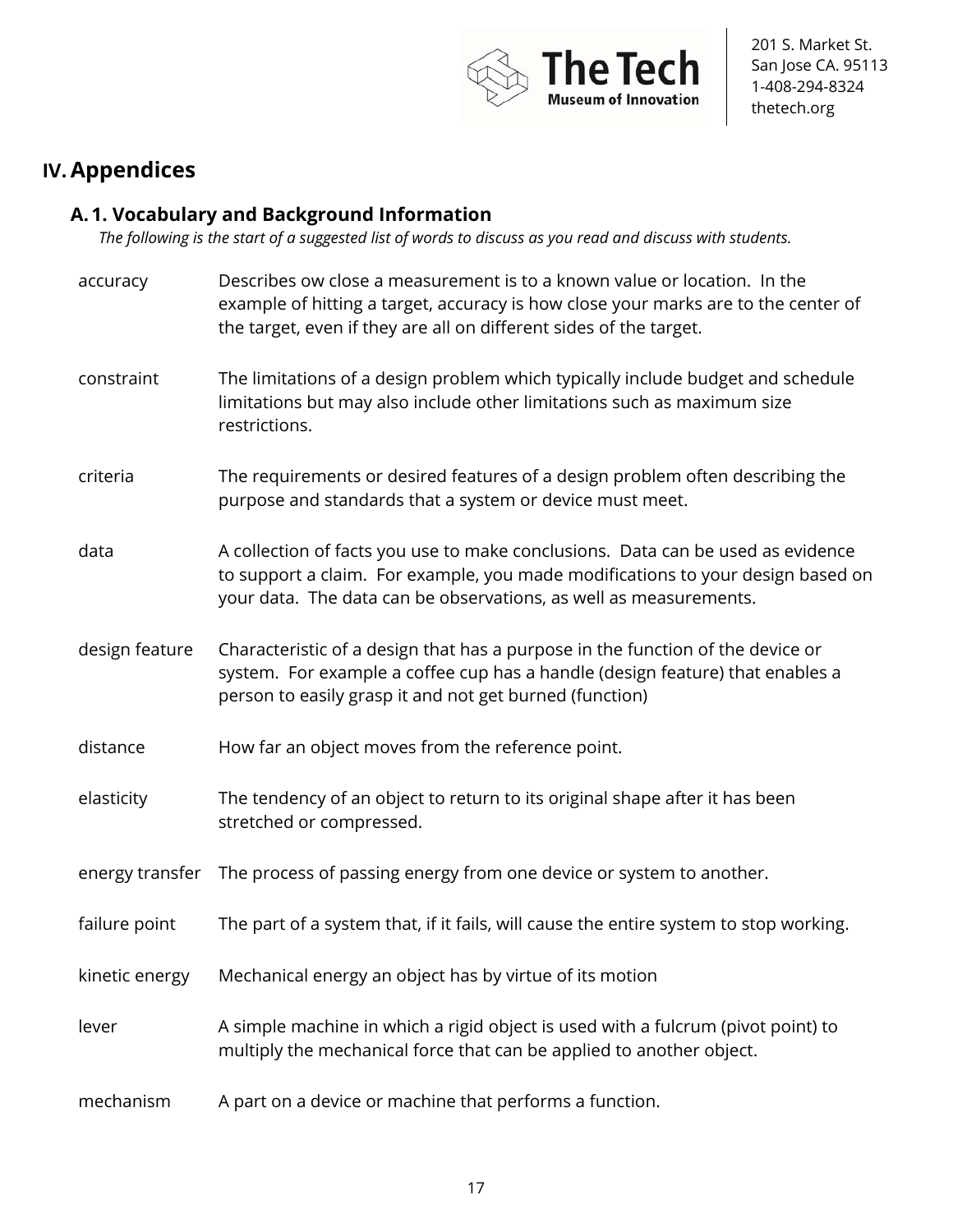## IV. Appendices

### A. 1. Vocabulary and Background Information

*The following is the start of a suggested list of words to discuss as you read and discuss with students.*

| | |
|---|---|
| accuracy | Describes ow close a measurement is to a known value or location. In the example of hitting a target, accuracy is how close your marks are to the center of the target, even if they are all on different sides of the target. |
| constraint | The limitations of a design problem which typically include budget and schedule limitations but may also include other limitations such as maximum size restrictions. |
| criteria | The requirements or desired features of a design problem often describing the purpose and standards that a system or device must meet. |
| data | A collection of facts you use to make conclusions. Data can be used as evidence to support a claim. For example, you made modifications to your design based on your data. The data can be observations, as well as measurements. |
| design feature | Characteristic of a design that has a purpose in the function of the device or system. For example a coffee cup has a handle (design feature) that enables a person to easily grasp it and not get burned (function) |
| distance | How far an object moves from the reference point. |
| elasticity | The tendency of an object to return to its original shape after it has been stretched or compressed. |
| energy transfer | The process of passing energy from one device or system to another. |
| failure point | The part of a system that, if it fails, will cause the entire system to stop working. |
| kinetic energy | Mechanical energy an object has by virtue of its motion |
| lever | A simple machine in which a rigid object is used with a fulcrum (pivot point) to multiply the mechanical force that can be applied to another object. |
| mechanism | A part on a device or machine that performs a function. |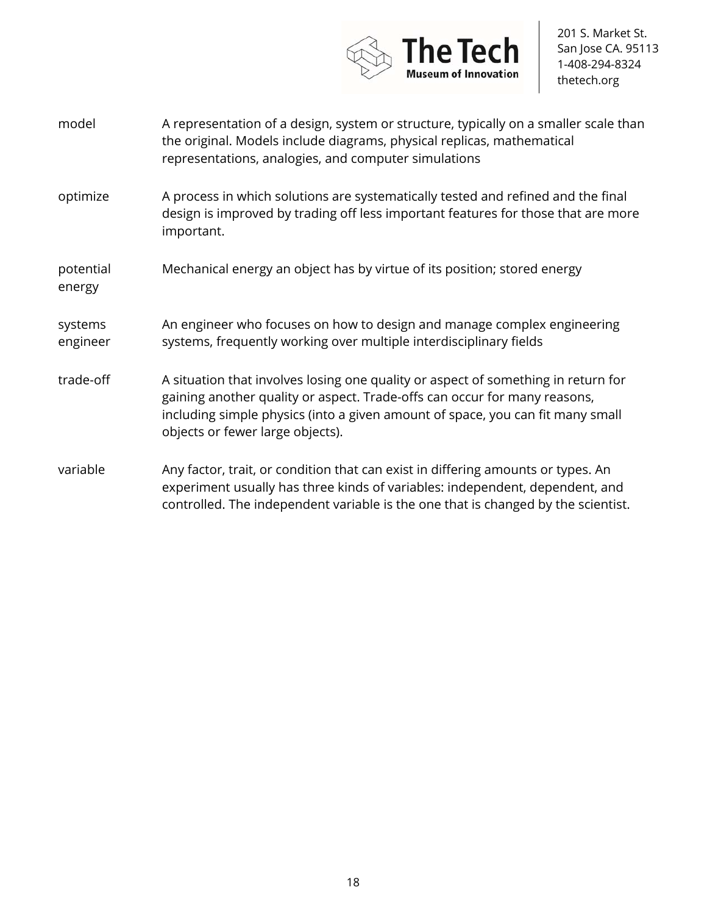**model**
A representation of a design, system or structure, typically on a smaller scale than the original. Models include diagrams, physical replicas, mathematical representations, analogies, and computer simulations

**optimize**
A process in which solutions are systematically tested and refined and the final design is improved by trading off less important features for those that are more important.

**potential energy**
Mechanical energy an object has by virtue of its position; stored energy

**systems engineer**
An engineer who focuses on how to design and manage complex engineering systems, frequently working over multiple interdisciplinary fields

**trade-off**
A situation that involves losing one quality or aspect of something in return for gaining another quality or aspect. Trade-offs can occur for many reasons, including simple physics (into a given amount of space, you can fit many small objects or fewer large objects).

**variable**
Any factor, trait, or condition that can exist in differing amounts or types. An experiment usually has three kinds of variables: independent, dependent, and controlled. The independent variable is the one that is changed by the scientist.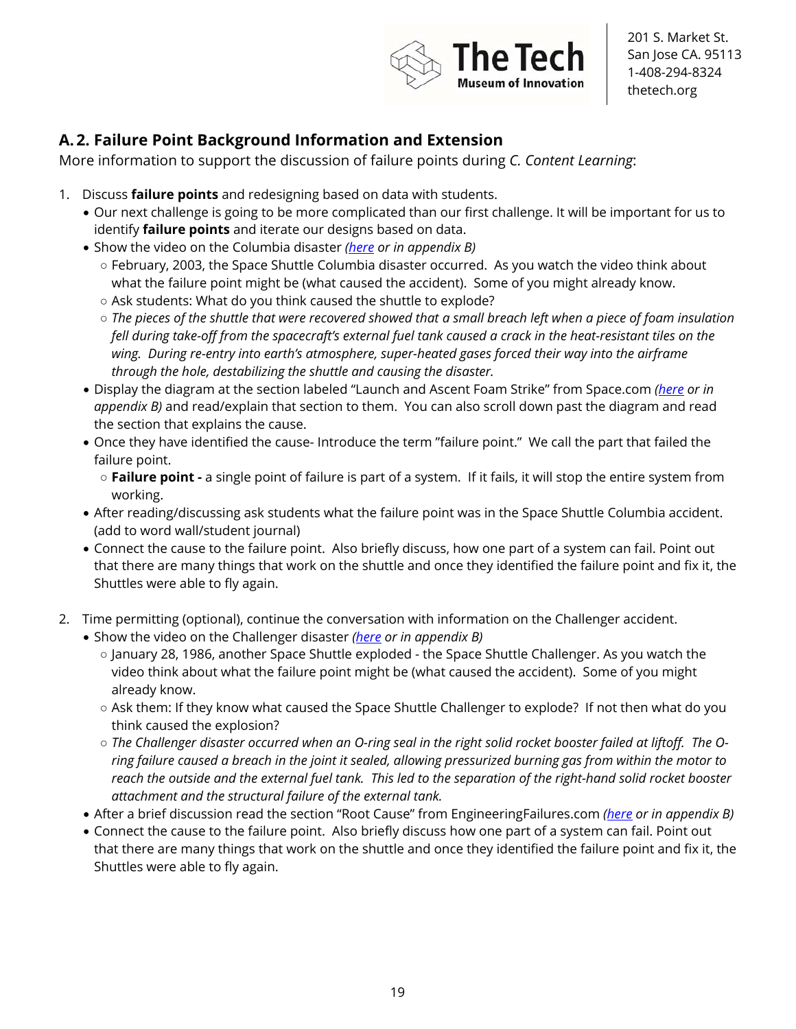## A. 2. Failure Point Background Information and Extension

More information to support the discussion of failure points during *C. Content Learning*:

1. Discuss **failure points** and redesigning based on data with students.
   - Our next challenge is going to be more complicated than our first challenge. It will be important for us to identify **failure points** and iterate our designs based on data.
   - Show the video on the Columbia disaster *(here or in appendix B)*
     - February, 2003, the Space Shuttle Columbia disaster occurred. As you watch the video think about what the failure point might be (what caused the accident). Some of you might already know.
     - Ask students: What do you think caused the shuttle to explode?
     - *The pieces of the shuttle that were recovered showed that a small breach left when a piece of foam insulation fell during take-off from the spacecraft's external fuel tank caused a crack in the heat-resistant tiles on the wing. During re-entry into earth's atmosphere, super-heated gases forced their way into the airframe through the hole, destabilizing the shuttle and causing the disaster.*
   - Display the diagram at the section labeled "Launch and Ascent Foam Strike" from Space.com *(here or in appendix B)* and read/explain that section to them. You can also scroll down past the diagram and read the section that explains the cause.
   - Once they have identified the cause- Introduce the term "failure point." We call the part that failed the failure point.
     - **Failure point -** a single point of failure is part of a system. If it fails, it will stop the entire system from working.
   - After reading/discussing ask students what the failure point was in the Space Shuttle Columbia accident. (add to word wall/student journal)
   - Connect the cause to the failure point. Also briefly discuss, how one part of a system can fail. Point out that there are many things that work on the shuttle and once they identified the failure point and fix it, the Shuttles were able to fly again.

2. Time permitting (optional), continue the conversation with information on the Challenger accident.
   - Show the video on the Challenger disaster *(here or in appendix B)*
     - January 28, 1986, another Space Shuttle exploded - the Space Shuttle Challenger. As you watch the video think about what the failure point might be (what caused the accident). Some of you might already know.
     - Ask them: If they know what caused the Space Shuttle Challenger to explode? If not then what do you think caused the explosion?
     - *The Challenger disaster occurred when an O-ring seal in the right solid rocket booster failed at liftoff. The O-ring failure caused a breach in the joint it sealed, allowing pressurized burning gas from within the motor to reach the outside and the external fuel tank. This led to the separation of the right-hand solid rocket booster attachment and the structural failure of the external tank.*
   - After a brief discussion read the section "Root Cause" from EngineeringFailures.com *(here or in appendix B)*
   - Connect the cause to the failure point. Also briefly discuss how one part of a system can fail. Point out that there are many things that work on the shuttle and once they identified the failure point and fix it, the Shuttles were able to fly again.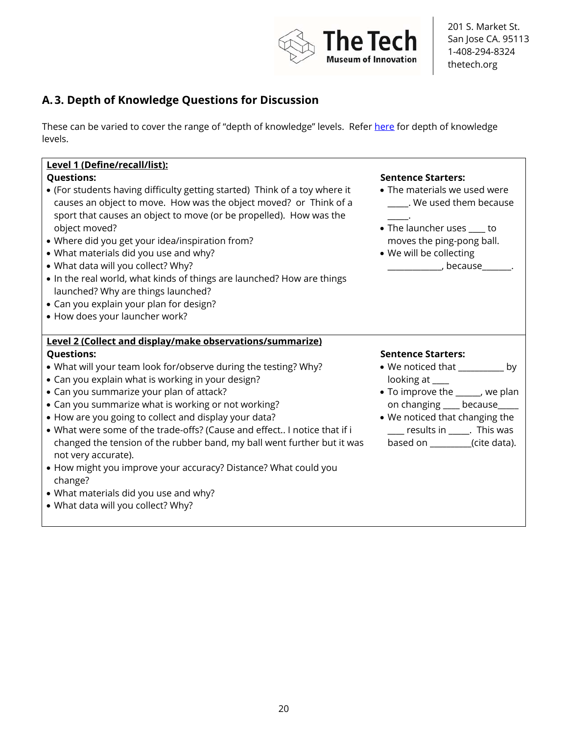## A. 3. Depth of Knowledge Questions for Discussion

These can be varied to cover the range of "depth of knowledge" levels. Refer [here]() for depth of knowledge levels.

| Level 1 (Define/recall/list): | |
|---|---|
| **Questions:**<br>• (For students having difficulty getting started) Think of a toy where it causes an object to move. How was the object moved? or Think of a sport that causes an object to move (or be propelled). How was the object moved?<br>• Where did you get your idea/inspiration from?<br>• What materials did you use and why?<br>• What data will you collect? Why?<br>• In the real world, what kinds of things are launched? How are things launched? Why are things launched?<br>• Can you explain your plan for design?<br>• How does your launcher work? | **Sentence Starters:**<br>• The materials we used were _____. We used them because _____.<br>• The launcher uses ____ to moves the ping-pong ball.<br>• We will be collecting _____________, because_______. |

| Level 2 (Collect and display/make observations/summarize) | |
|---|---|
| **Questions:**<br>• What will your team look for/observe during the testing? Why?<br>• Can you explain what is working in your design?<br>• Can you summarize your plan of attack?<br>• Can you summarize what is working or not working?<br>• How are you going to collect and display your data?<br>• What were some of the trade-offs? (Cause and effect.. I notice that if i changed the tension of the rubber band, my ball went further but it was not very accurate).<br>• How might you improve your accuracy? Distance? What could you change?<br>• What materials did you use and why?<br>• What data will you collect? Why? | **Sentence Starters:**<br>• We noticed that ___________ by looking at ____<br>• To improve the ______, we plan on changing ____ because_____<br>• We noticed that changing the ____ results in _____. This was based on __________(cite data). |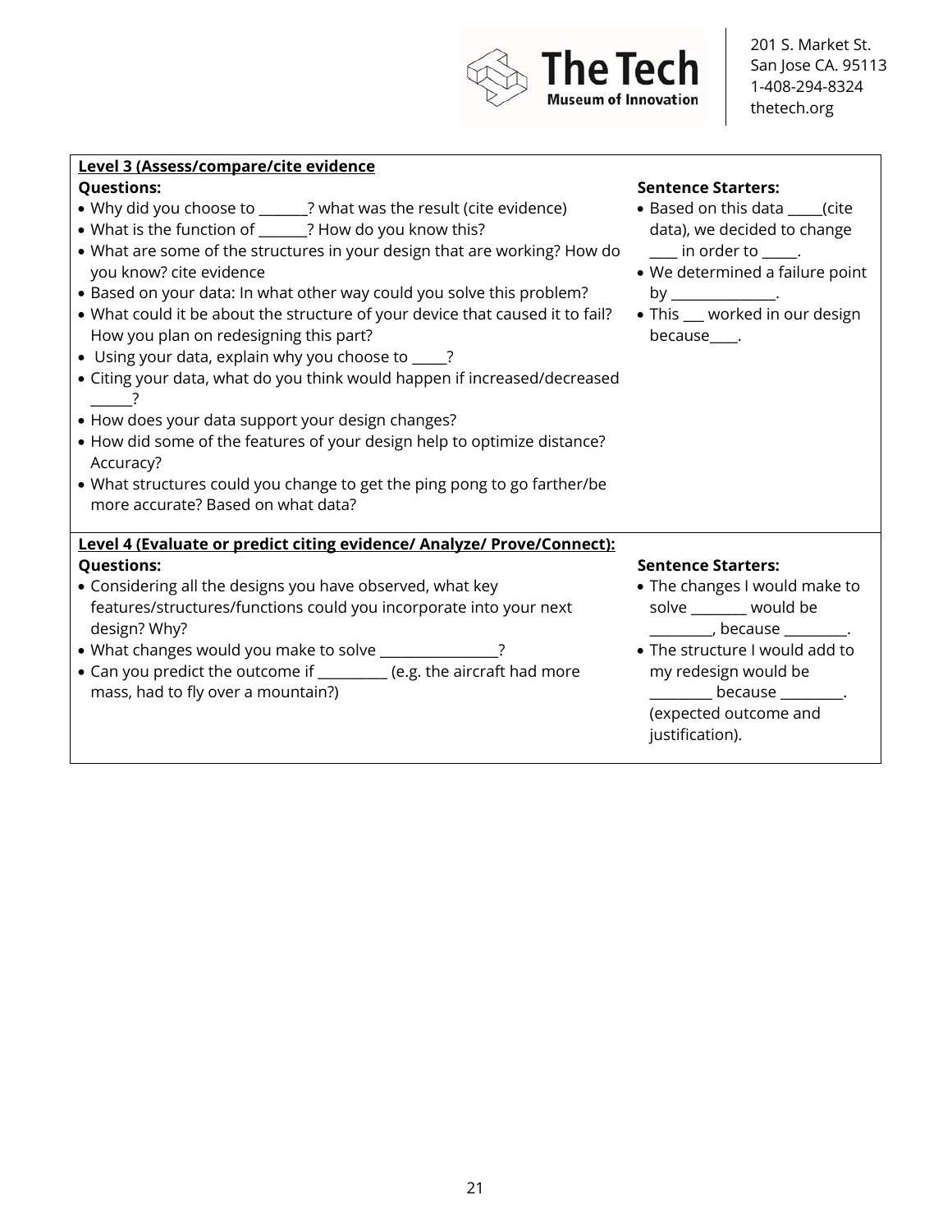| **Level 3 (Assess/compare/cite evidence** | |
| --- | --- |
| **Questions:**<br>• Why did you choose to _______? what was the result (cite evidence)<br>• What is the function of _______? How do you know this?<br>• What are some of the structures in your design that are working? How do you know? cite evidence<br>• Based on your data: In what other way could you solve this problem?<br>• What could it be about the structure of your device that caused it to fail? How you plan on redesigning this part?<br>• Using your data, explain why you choose to _____?<br>• Citing your data, what do you think would happen if increased/decreased ______?<br>• How does your data support your design changes?<br>• How did some of the features of your design help to optimize distance? Accuracy?<br>• What structures could you change to get the ping pong to go farther/be more accurate? Based on what data? | **Sentence Starters:**<br>• Based on this data _____(cite data), we decided to change ____ in order to _____.<br>• We determined a failure point by _______________.<br>• This ___ worked in our design because____. |
| **Level 4 (Evaluate or predict citing evidence/ Analyze/ Prove/Connect):** | |
| **Questions:**<br>• Considering all the designs you have observed, what key features/structures/functions could you incorporate into your next design? Why?<br>• What changes would you make to solve _________________?<br>• Can you predict the outcome if __________ (e.g. the aircraft had more mass, had to fly over a mountain?) | **Sentence Starters:**<br>• The changes I would make to solve ________ would be _________, because _________.<br>• The structure I would add to my redesign would be _________ because _________. (expected outcome and justification). |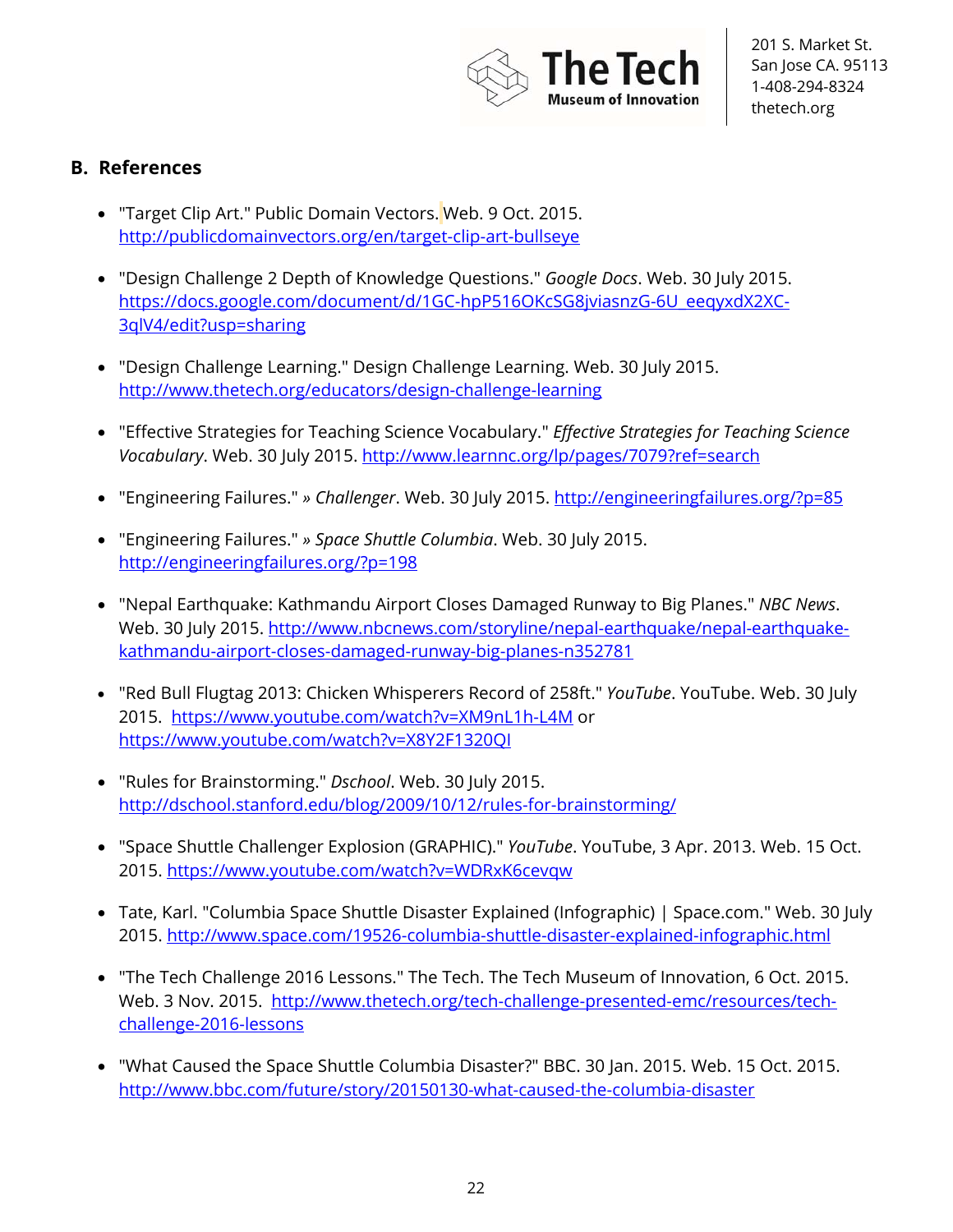## B. References

- "Target Clip Art." Public Domain Vectors. Web. 9 Oct. 2015. http://publicdomainvectors.org/en/target-clip-art-bullseye

- "Design Challenge 2 Depth of Knowledge Questions." *Google Docs*. Web. 30 July 2015. https://docs.google.com/document/d/1GC-hpP516OKcSG8jviasnzG-6U_eeqyxdX2XC-3qlV4/edit?usp=sharing

- "Design Challenge Learning." Design Challenge Learning. Web. 30 July 2015. http://www.thetech.org/educators/design-challenge-learning

- "Effective Strategies for Teaching Science Vocabulary." *Effective Strategies for Teaching Science Vocabulary*. Web. 30 July 2015. http://www.learnnc.org/lp/pages/7079?ref=search

- "Engineering Failures." » *Challenger*. Web. 30 July 2015. http://engineeringfailures.org/?p=85

- "Engineering Failures." » *Space Shuttle Columbia*. Web. 30 July 2015. http://engineeringfailures.org/?p=198

- "Nepal Earthquake: Kathmandu Airport Closes Damaged Runway to Big Planes." *NBC News*. Web. 30 July 2015. http://www.nbcnews.com/storyline/nepal-earthquake/nepal-earthquake-kathmandu-airport-closes-damaged-runway-big-planes-n352781

- "Red Bull Flugtag 2013: Chicken Whisperers Record of 258ft." *YouTube*. YouTube. Web. 30 July 2015. https://www.youtube.com/watch?v=XM9nL1h-L4M or https://www.youtube.com/watch?v=X8Y2F1320QI

- "Rules for Brainstorming." *Dschool*. Web. 30 July 2015. http://dschool.stanford.edu/blog/2009/10/12/rules-for-brainstorming/

- "Space Shuttle Challenger Explosion (GRAPHIC)." *YouTube*. YouTube, 3 Apr. 2013. Web. 15 Oct. 2015. https://www.youtube.com/watch?v=WDRxK6cevqw

- Tate, Karl. "Columbia Space Shuttle Disaster Explained (Infographic) | Space.com." Web. 30 July 2015. http://www.space.com/19526-columbia-shuttle-disaster-explained-infographic.html

- "The Tech Challenge 2016 Lessons." The Tech. The Tech Museum of Innovation, 6 Oct. 2015. Web. 3 Nov. 2015. http://www.thetech.org/tech-challenge-presented-emc/resources/tech-challenge-2016-lessons

- "What Caused the Space Shuttle Columbia Disaster?" BBC. 30 Jan. 2015. Web. 15 Oct. 2015. http://www.bbc.com/future/story/20150130-what-caused-the-columbia-disaster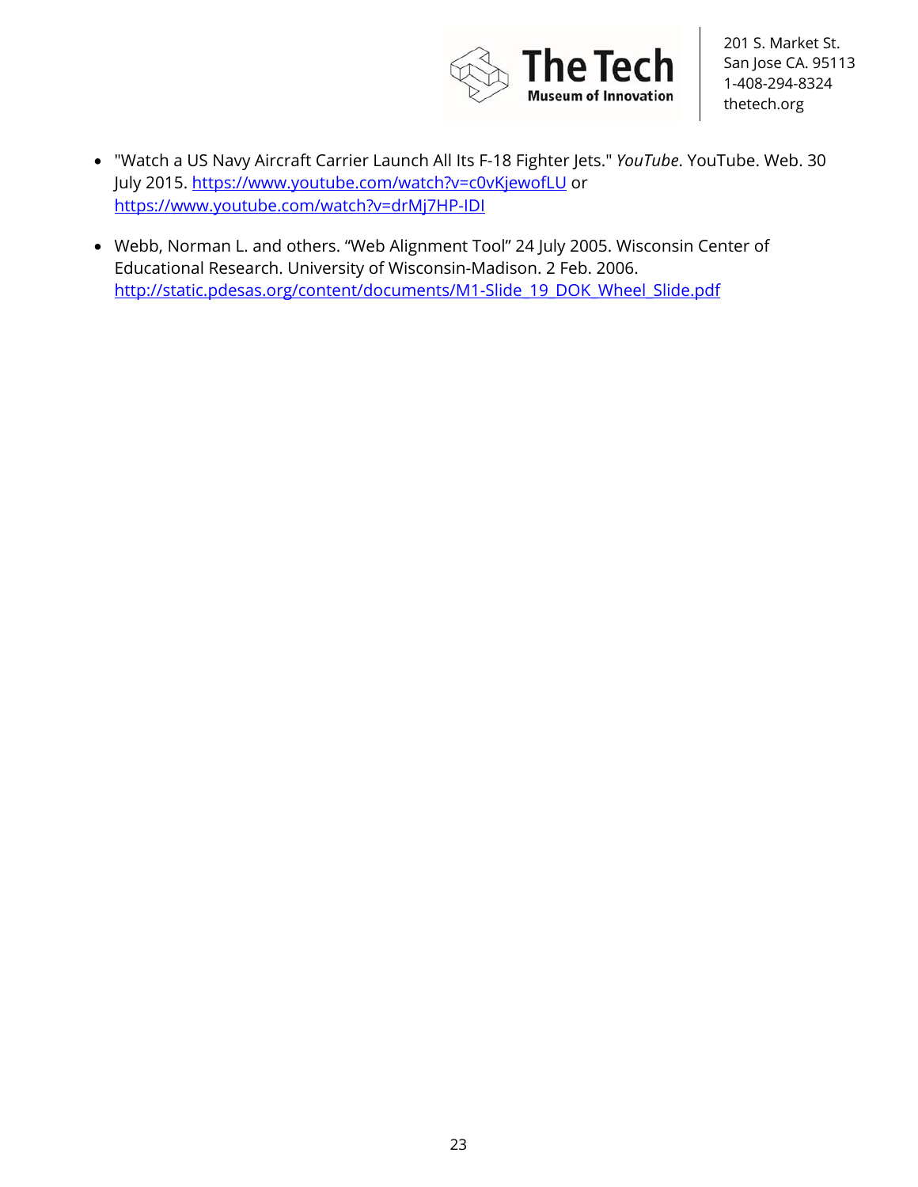- "Watch a US Navy Aircraft Carrier Launch All Its F-18 Fighter Jets." *YouTube*. YouTube. Web. 30 July 2015. https://www.youtube.com/watch?v=c0vKjewofLU or https://www.youtube.com/watch?v=drMj7HP-IDI

- Webb, Norman L. and others. "Web Alignment Tool" 24 July 2005. Wisconsin Center of Educational Research. University of Wisconsin-Madison. 2 Feb. 2006. http://static.pdesas.org/content/documents/M1-Slide_19_DOK_Wheel_Slide.pdf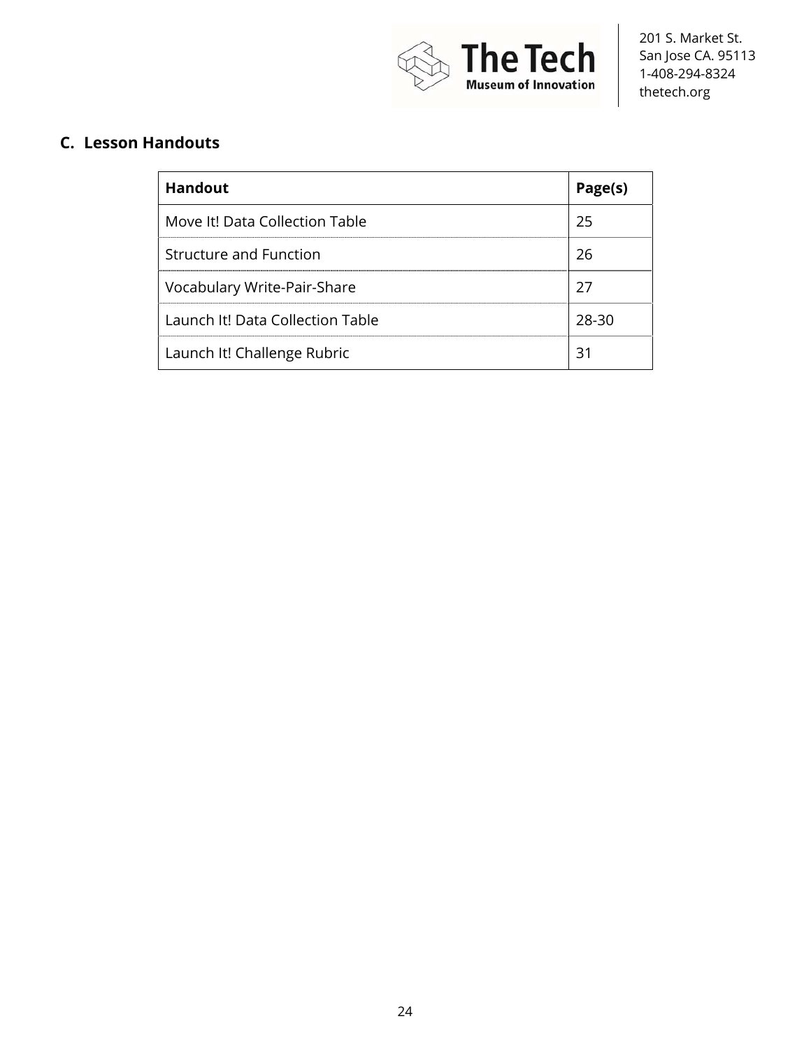## C. Lesson Handouts

| Handout | Page(s) |
|---|---|
| Move It! Data Collection Table | 25 |
| Structure and Function | 26 |
| Vocabulary Write-Pair-Share | 27 |
| Launch It! Data Collection Table | 28-30 |
| Launch It! Challenge Rubric | 31 |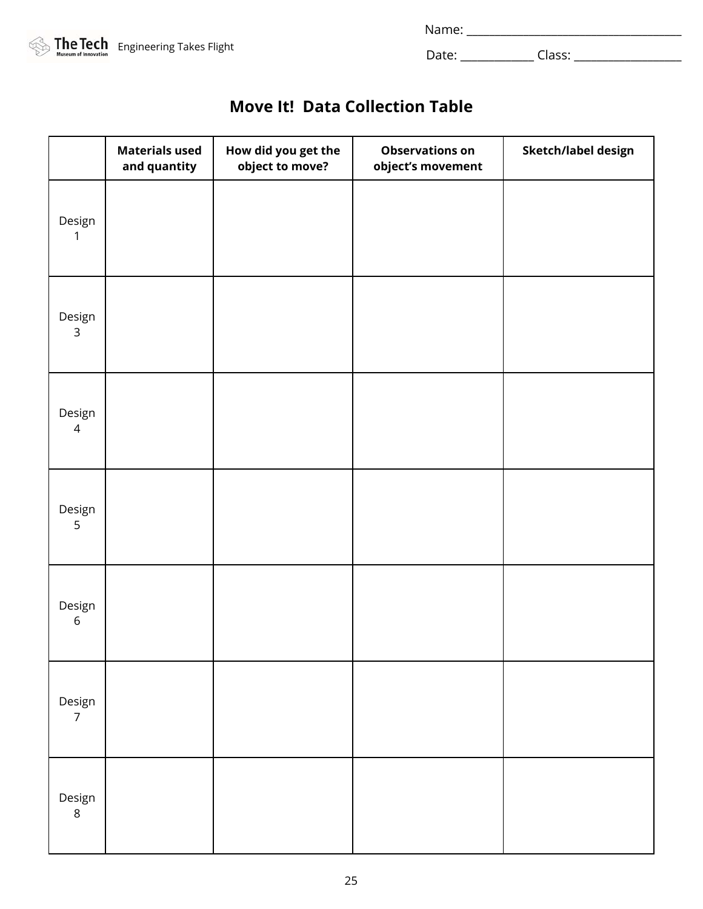Name: ___________________________________

Date: ____________ Class: __________________

# Move It!  Data Collection Table

| | Materials used and quantity | How did you get the object to move? | Observations on object's movement | Sketch/label design |
|---|---|---|---|---|
| Design 1 | | | | |
| Design 3 | | | | |
| Design 4 | | | | |
| Design 5 | | | | |
| Design 6 | | | | |
| Design 7 | | | | |
| Design 8 | | | | |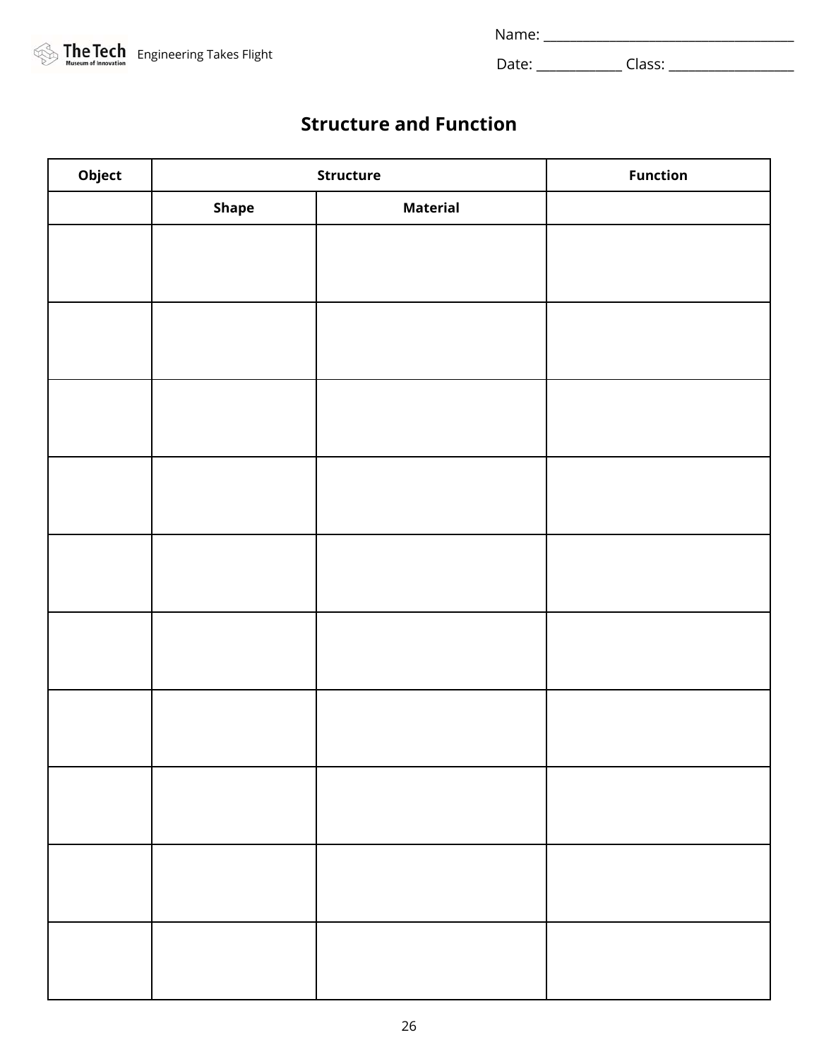Name: ___________________________________

Date: ____________ Class: __________________

## Structure and Function

| Object | Structure | | Function |
|---|---|---|---|
| | Shape | Material | |
| | | | |
| | | | |
| | | | |
| | | | |
| | | | |
| | | | |
| | | | |
| | | | |
| | | | |
| | | | |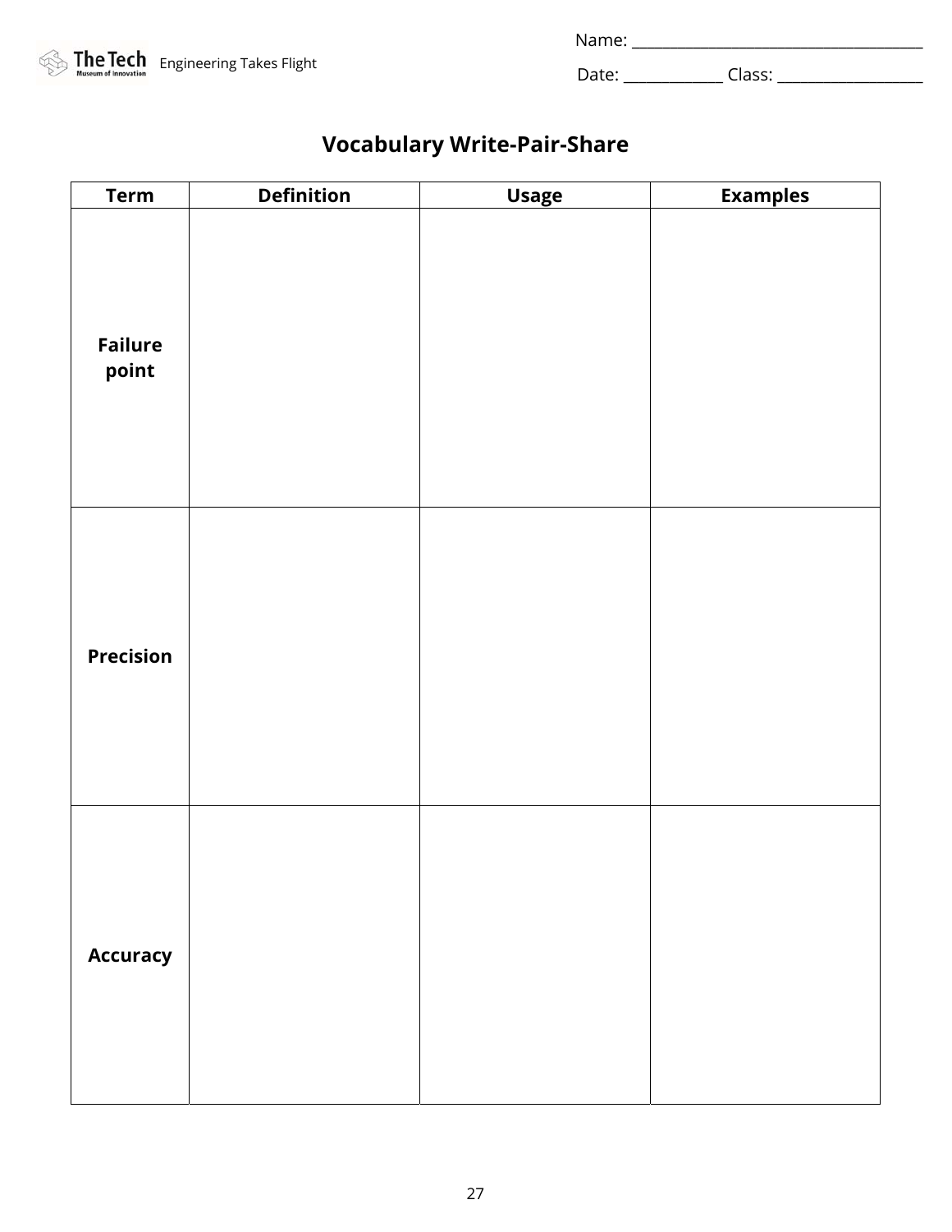Name: ___________________________________

Date: ____________ Class: _________________

## Vocabulary Write-Pair-Share

| Term | Definition | Usage | Examples |
|---|---|---|---|
| **Failure point** | | | |
| **Precision** | | | |
| **Accuracy** | | | |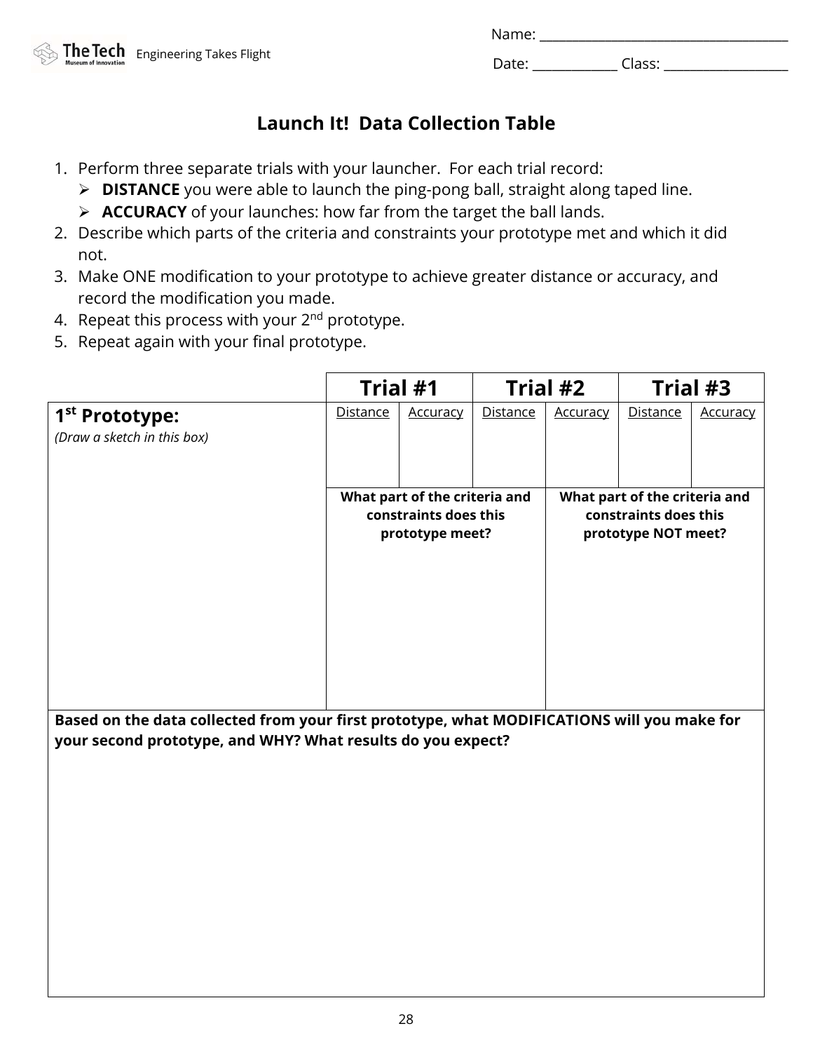Name: ___________________________________

Date: ____________ Class: __________________

## Launch It! Data Collection Table

1. Perform three separate trials with your launcher. For each trial record:
   - **DISTANCE** you were able to launch the ping-pong ball, straight along taped line.
   - **ACCURACY** of your launches: how far from the target the ball lands.
2. Describe which parts of the criteria and constraints your prototype met and which it did not.
3. Make ONE modification to your prototype to achieve greater distance or accuracy, and record the modification you made.
4. Repeat this process with your 2nd prototype.
5. Repeat again with your final prototype.

| | Trial #1 | | Trial #2 | | Trial #3 | |
|---|---|---|---|---|---|---|
| **1st Prototype:** *(Draw a sketch in this box)* | Distance | Accuracy | Distance | Accuracy | Distance | Accuracy |
| | | | | | | |
| | **What part of the criteria and constraints does this prototype meet?** | | | **What part of the criteria and constraints does this prototype NOT meet?** | | |
| | | | | | | |

**Based on the data collected from your first prototype, what MODIFICATIONS will you make for your second prototype, and WHY? What results do you expect?**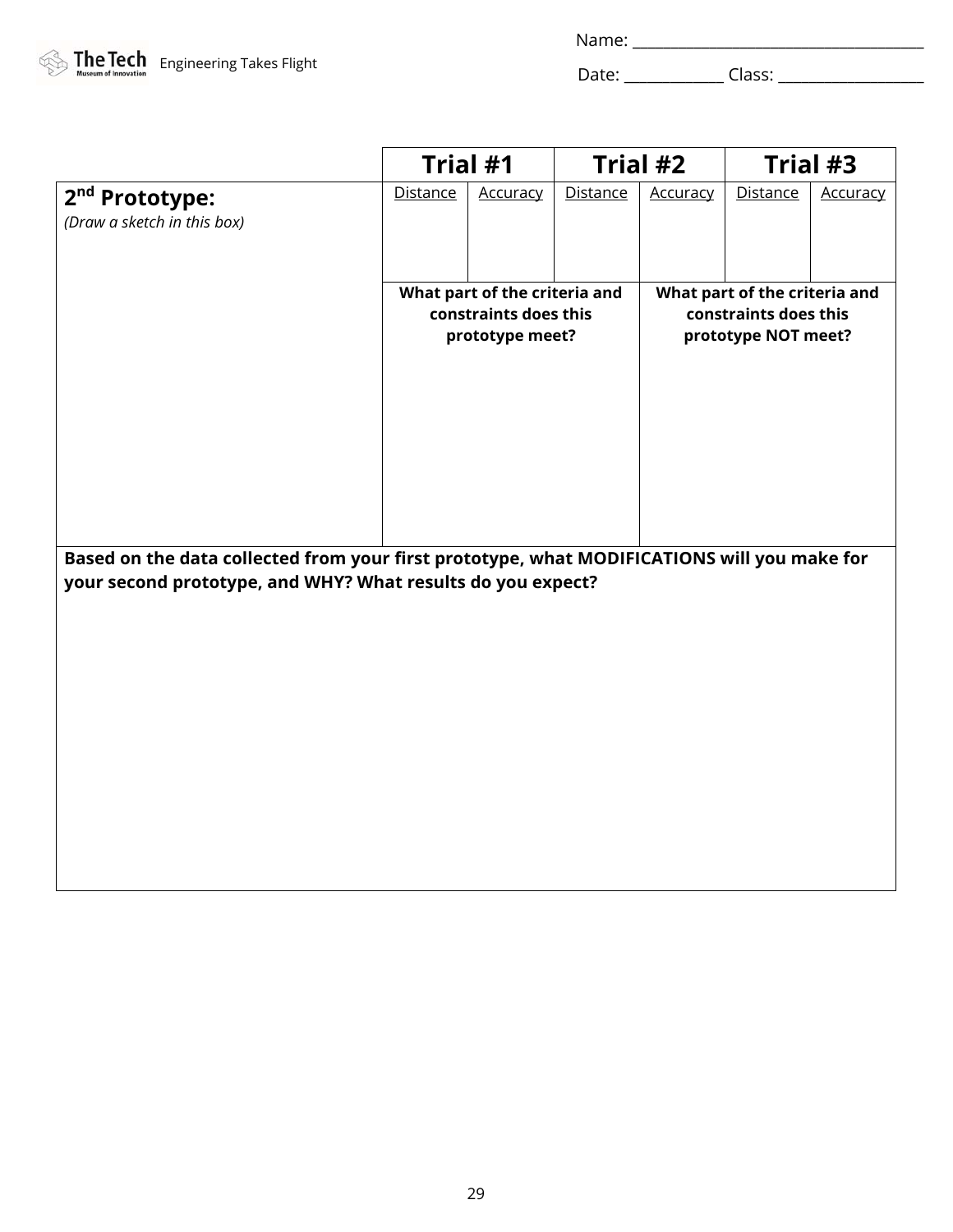Name: ___________________________________

Date: ____________ Class: __________________

| | **Trial #1** | | **Trial #2** | | **Trial #3** | |
|---|---|---|---|---|---|---|
| **2nd Prototype:** *(Draw a sketch in this box)* | Distance | Accuracy | Distance | Accuracy | Distance | Accuracy |
| | | | | | | |
| | **What part of the criteria and constraints does this prototype meet?** | | | **What part of the criteria and constraints does this prototype NOT meet?** | | |
| | | | | | | |

**Based on the data collected from your first prototype, what MODIFICATIONS will you make for your second prototype, and WHY? What results do you expect?**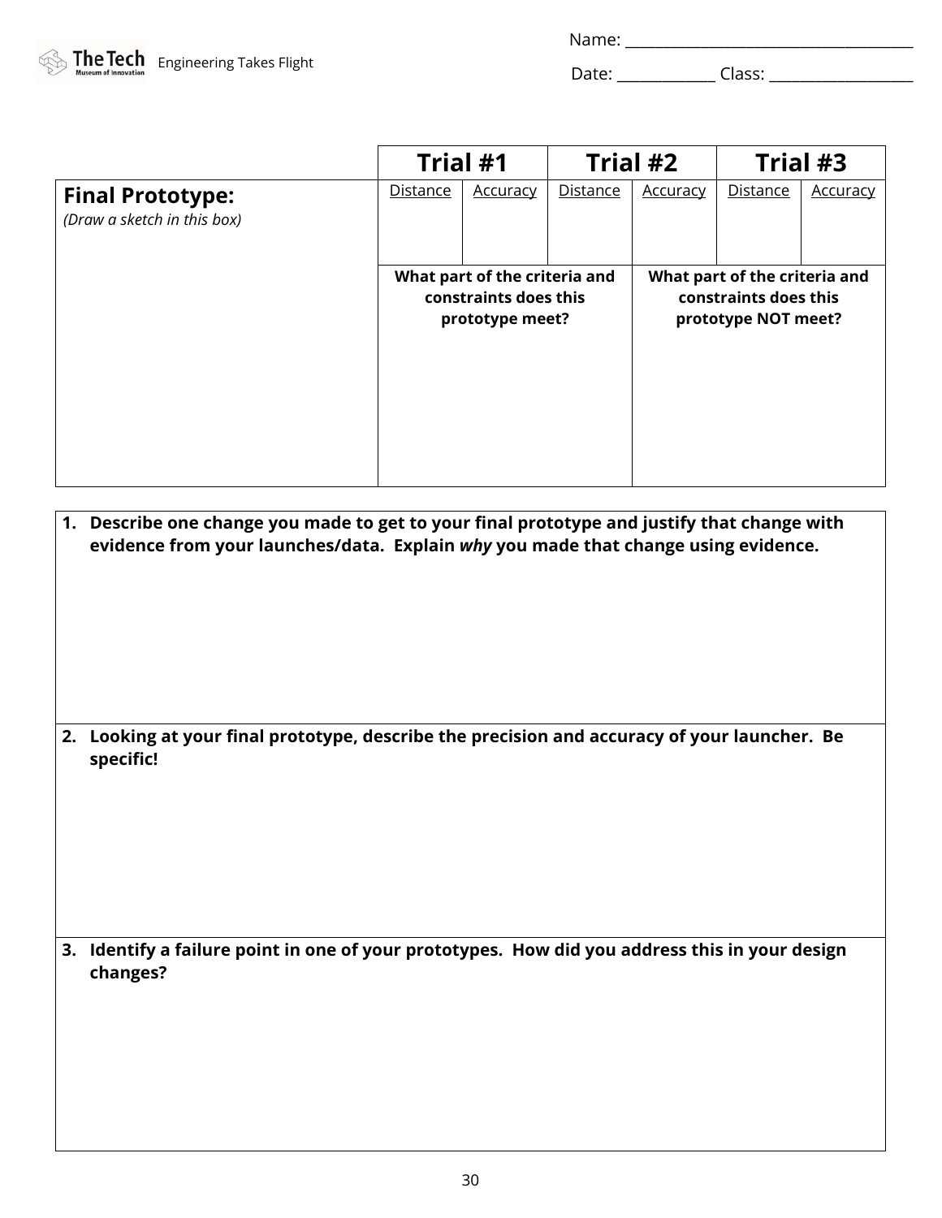Name: ___________________________________

Date: ____________ Class: __________________

| | Trial #1 | | Trial #2 | | Trial #3 | |
|---|---|---|---|---|---|---|
| **Final Prototype:** *(Draw a sketch in this box)* | Distance | Accuracy | Distance | Accuracy | Distance | Accuracy |
| | | | | | | |
| | **What part of the criteria and constraints does this prototype meet?** | | | **What part of the criteria and constraints does this prototype NOT meet?** | | |

1. **Describe one change you made to get to your final prototype and justify that change with evidence from your launches/data. Explain *why* you made that change using evidence.**

2. **Looking at your final prototype, describe the precision and accuracy of your launcher. Be specific!**

3. **Identify a failure point in one of your prototypes. How did you address this in your design changes?**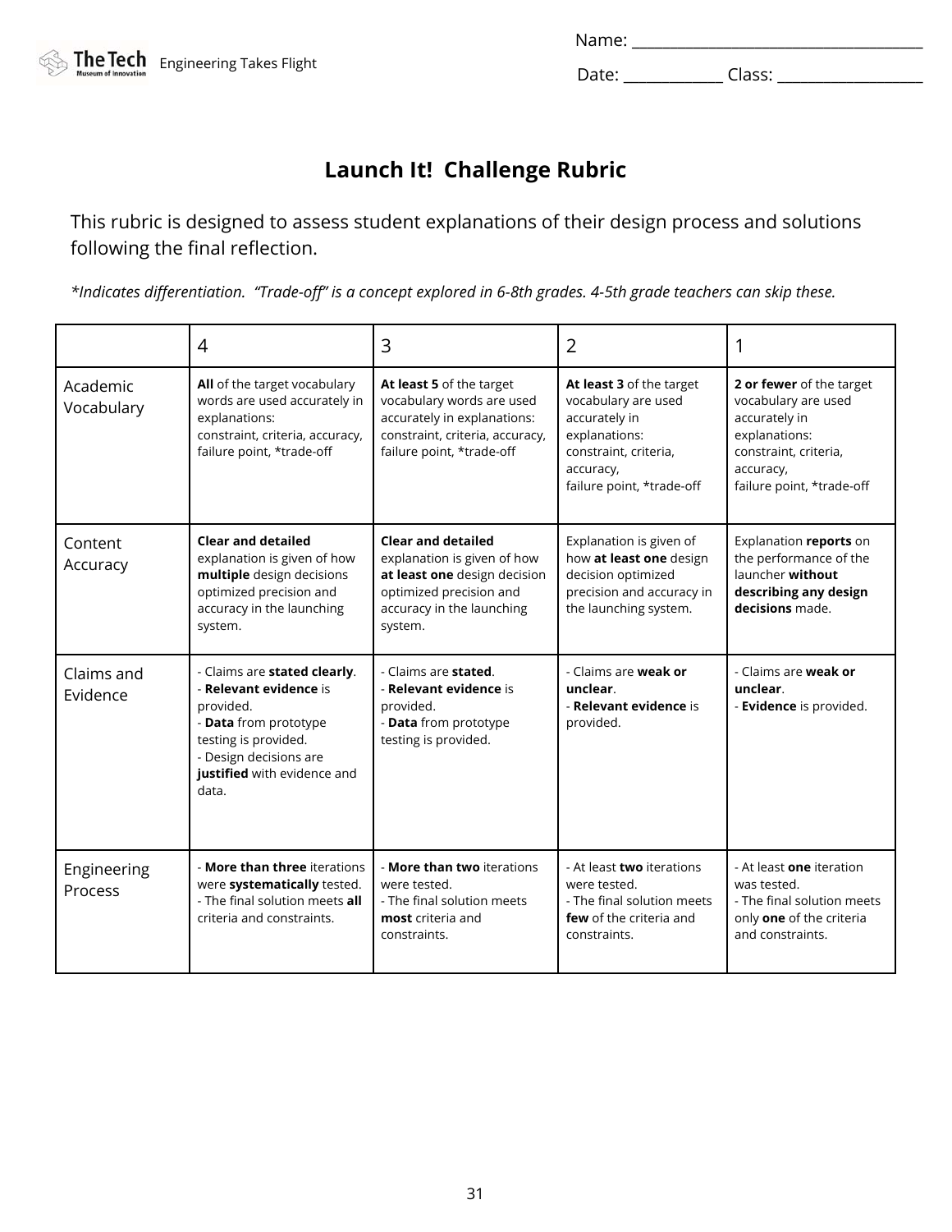Name: ___________________________________

Date: ____________ Class: __________________

# Launch It! Challenge Rubric

This rubric is designed to assess student explanations of their design process and solutions following the final reflection.

*\*Indicates differentiation. "Trade-off" is a concept explored in 6-8th grades. 4-5th grade teachers can skip these.*

| | 4 | 3 | 2 | 1 |
|---|---|---|---|---|
| Academic Vocabulary | **All** of the target vocabulary words are used accurately in explanations: constraint, criteria, accuracy, failure point, *trade-off | **At least 5** of the target vocabulary words are used accurately in explanations: constraint, criteria, accuracy, failure point, *trade-off | **At least 3** of the target vocabulary are used accurately in explanations: constraint, criteria, accuracy, failure point, *trade-off | **2 or fewer** of the target vocabulary are used accurately in explanations: constraint, criteria, accuracy, failure point, *trade-off |
| Content Accuracy | **Clear and detailed** explanation is given of how **multiple** design decisions optimized precision and accuracy in the launching system. | **Clear and detailed** explanation is given of how **at least one** design decision optimized precision and accuracy in the launching system. | Explanation is given of how **at least one** design decision optimized precision and accuracy in the launching system. | Explanation **reports** on the performance of the launcher **without describing any design decisions** made. |
| Claims and Evidence | - Claims are **stated clearly**.<br>- **Relevant evidence** is provided.<br>- **Data** from prototype testing is provided.<br>- Design decisions are **justified** with evidence and data. | - Claims are **stated**.<br>- **Relevant evidence** is provided.<br>- **Data** from prototype testing is provided. | - Claims are **weak or unclear**.<br>- **Relevant evidence** is provided. | - Claims are **weak or unclear**.<br>- **Evidence** is provided. |
| Engineering Process | - **More than three** iterations were **systematically** tested.<br>- The final solution meets **all** criteria and constraints. | - **More than two** iterations were tested.<br>- The final solution meets **most** criteria and constraints. | - At least **two** iterations were tested.<br>- The final solution meets **few** of the criteria and constraints. | - At least **one** iteration was tested.<br>- The final solution meets only **one** of the criteria and constraints. |